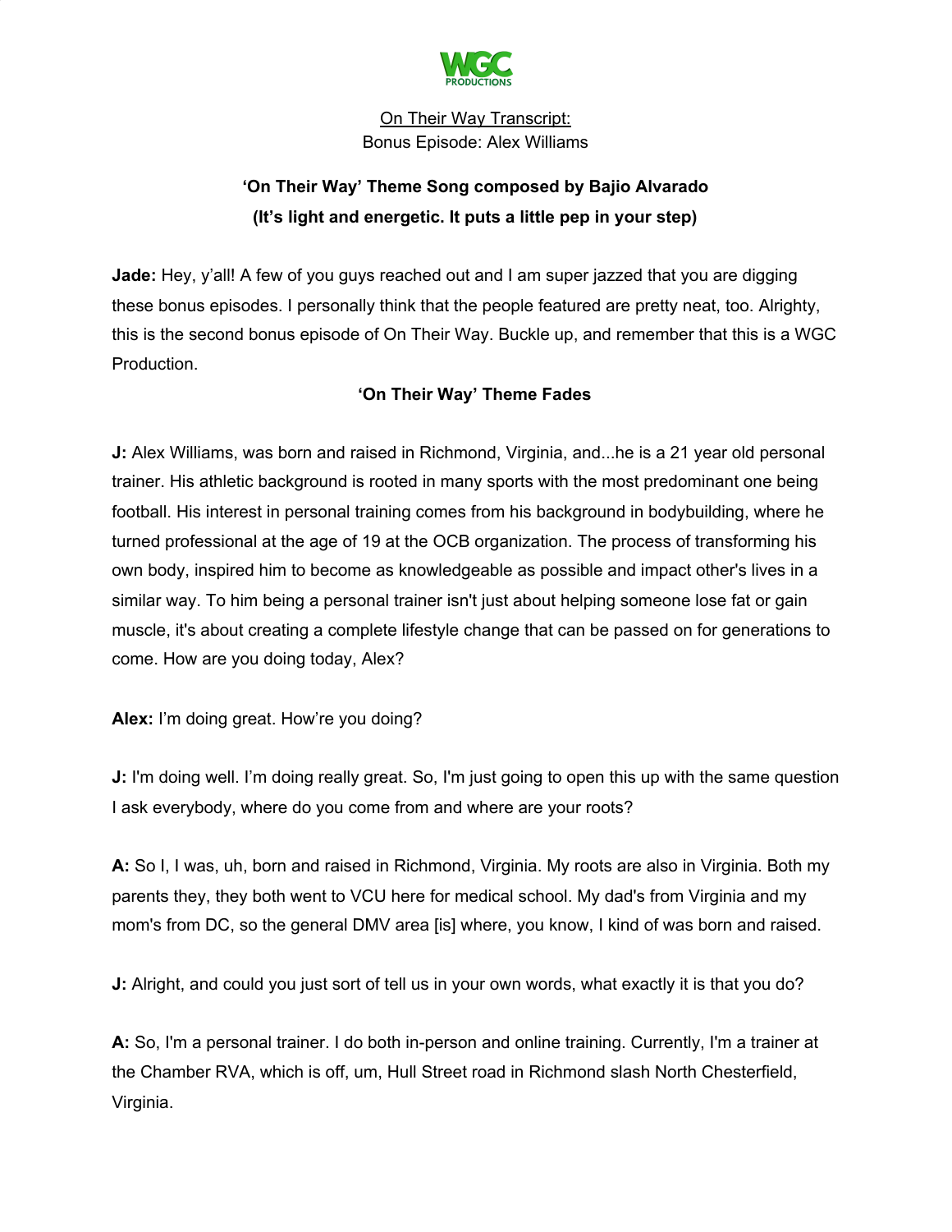WGC PRODUCTIONS

On Their Way Transcript:
Bonus Episode: Alex Williams

**'On Their Way' Theme Song composed by Bajio Alvarado**
**(It's light and energetic. It puts a little pep in your step)**

**Jade:** Hey, y'all! A few of you guys reached out and I am super jazzed that you are digging these bonus episodes. I personally think that the people featured are pretty neat, too. Alrighty, this is the second bonus episode of On Their Way. Buckle up, and remember that this is a WGC Production.

**'On Their Way' Theme Fades**

**J:** Alex Williams, was born and raised in Richmond, Virginia, and...he is a 21 year old personal trainer. His athletic background is rooted in many sports with the most predominant one being football. His interest in personal training comes from his background in bodybuilding, where he turned professional at the age of 19 at the OCB organization. The process of transforming his own body, inspired him to become as knowledgeable as possible and impact other's lives in a similar way. To him being a personal trainer isn't just about helping someone lose fat or gain muscle, it's about creating a complete lifestyle change that can be passed on for generations to come. How are you doing today, Alex?

**Alex:** I'm doing great. How're you doing?

**J:** I'm doing well. I'm doing really great. So, I'm just going to open this up with the same question I ask everybody, where do you come from and where are your roots?

**A:** So I, I was, uh, born and raised in Richmond, Virginia. My roots are also in Virginia. Both my parents they, they both went to VCU here for medical school. My dad's from Virginia and my mom's from DC, so the general DMV area [is] where, you know, I kind of was born and raised.

**J:** Alright, and could you just sort of tell us in your own words, what exactly it is that you do?

**A:** So, I'm a personal trainer. I do both in-person and online training. Currently, I'm a trainer at the Chamber RVA, which is off, um, Hull Street road in Richmond slash North Chesterfield, Virginia.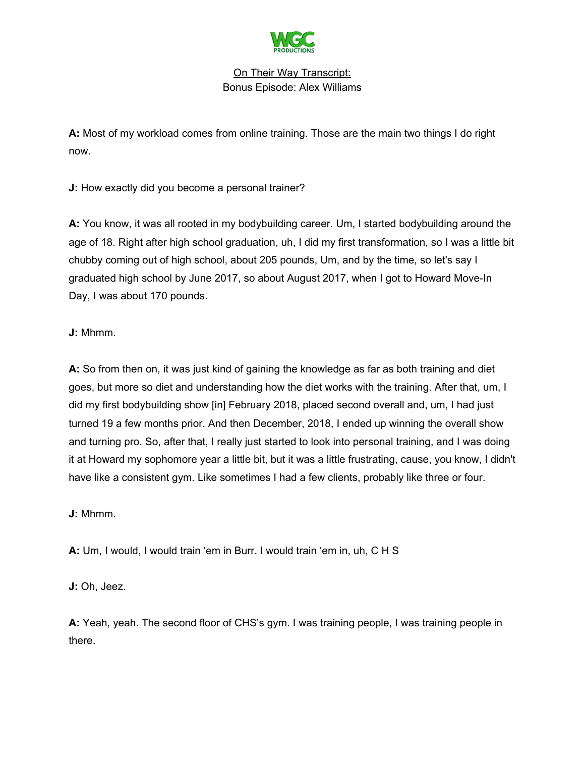On Their Way Transcript:
Bonus Episode: Alex Williams

**A:** Most of my workload comes from online training. Those are the main two things I do right now.

**J:** How exactly did you become a personal trainer?

**A:** You know, it was all rooted in my bodybuilding career. Um, I started bodybuilding around the age of 18. Right after high school graduation, uh, I did my first transformation, so I was a little bit chubby coming out of high school, about 205 pounds, Um, and by the time, so let's say I graduated high school by June 2017, so about August 2017, when I got to Howard Move-In Day, I was about 170 pounds.

**J:** Mhmm.

**A:** So from then on, it was just kind of gaining the knowledge as far as both training and diet goes, but more so diet and understanding how the diet works with the training. After that, um, I did my first bodybuilding show [in] February 2018, placed second overall and, um, I had just turned 19 a few months prior. And then December, 2018, I ended up winning the overall show and turning pro. So, after that, I really just started to look into personal training, and I was doing it at Howard my sophomore year a little bit, but it was a little frustrating, cause, you know, I didn't have like a consistent gym. Like sometimes I had a few clients, probably like three or four.

**J:** Mhmm.

**A:** Um, I would, I would train 'em in Burr. I would train 'em in, uh, C H S

**J:** Oh, Jeez.

**A:** Yeah, yeah. The second floor of CHS's gym. I was training people, I was training people in there.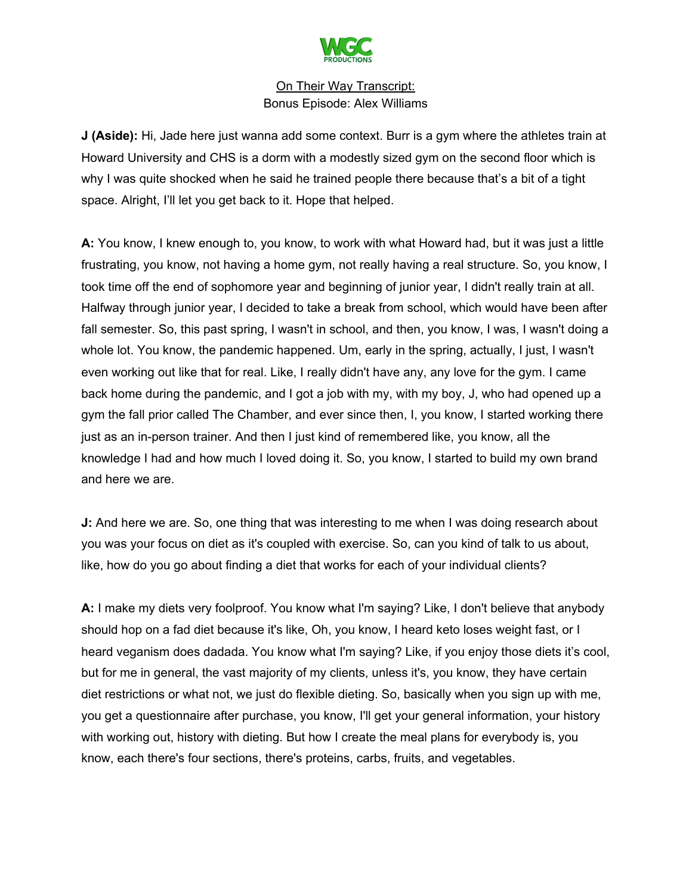On Their Way Transcript:
Bonus Episode: Alex Williams

**J (Aside):** Hi, Jade here just wanna add some context. Burr is a gym where the athletes train at Howard University and CHS is a dorm with a modestly sized gym on the second floor which is why I was quite shocked when he said he trained people there because that's a bit of a tight space. Alright, I'll let you get back to it. Hope that helped.

**A:** You know, I knew enough to, you know, to work with what Howard had, but it was just a little frustrating, you know, not having a home gym, not really having a real structure. So, you know, I took time off the end of sophomore year and beginning of junior year, I didn't really train at all. Halfway through junior year, I decided to take a break from school, which would have been after fall semester. So, this past spring, I wasn't in school, and then, you know, I was, I wasn't doing a whole lot. You know, the pandemic happened. Um, early in the spring, actually, I just, I wasn't even working out like that for real. Like, I really didn't have any, any love for the gym. I came back home during the pandemic, and I got a job with my, with my boy, J, who had opened up a gym the fall prior called The Chamber, and ever since then, I, you know, I started working there just as an in-person trainer. And then I just kind of remembered like, you know, all the knowledge I had and how much I loved doing it. So, you know, I started to build my own brand and here we are.

**J:** And here we are. So, one thing that was interesting to me when I was doing research about you was your focus on diet as it's coupled with exercise. So, can you kind of talk to us about, like, how do you go about finding a diet that works for each of your individual clients?

**A:** I make my diets very foolproof. You know what I'm saying? Like, I don't believe that anybody should hop on a fad diet because it's like, Oh, you know, I heard keto loses weight fast, or I heard veganism does dadada. You know what I'm saying? Like, if you enjoy those diets it's cool, but for me in general, the vast majority of my clients, unless it's, you know, they have certain diet restrictions or what not, we just do flexible dieting. So, basically when you sign up with me, you get a questionnaire after purchase, you know, I'll get your general information, your history with working out, history with dieting. But how I create the meal plans for everybody is, you know, each there's four sections, there's proteins, carbs, fruits, and vegetables.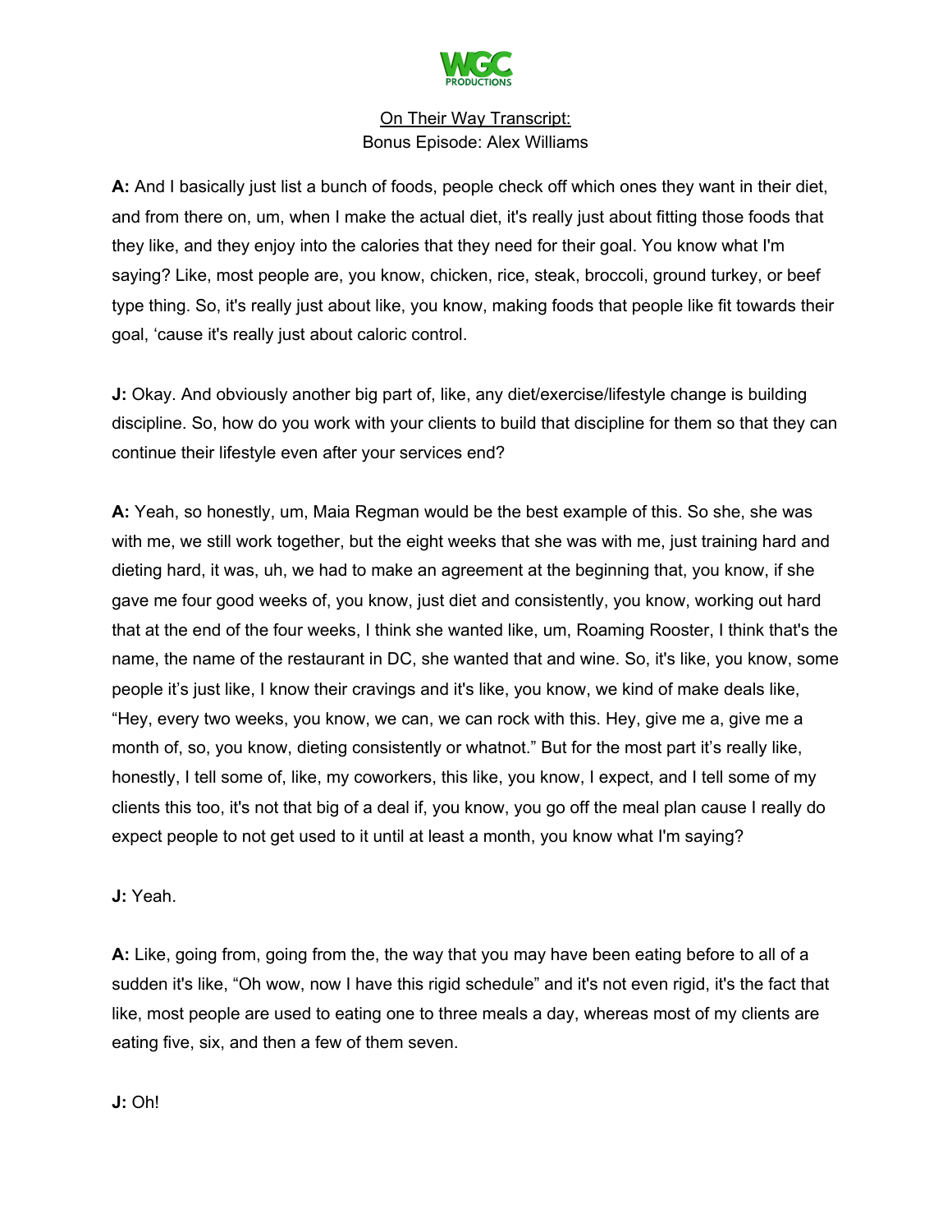**A:** And I basically just list a bunch of foods, people check off which ones they want in their diet, and from there on, um, when I make the actual diet, it's really just about fitting those foods that they like, and they enjoy into the calories that they need for their goal. You know what I'm saying? Like, most people are, you know, chicken, rice, steak, broccoli, ground turkey, or beef type thing. So, it's really just about like, you know, making foods that people like fit towards their goal, 'cause it's really just about caloric control.

**J:** Okay. And obviously another big part of, like, any diet/exercise/lifestyle change is building discipline. So, how do you work with your clients to build that discipline for them so that they can continue their lifestyle even after your services end?

**A:** Yeah, so honestly, um, Maia Regman would be the best example of this. So she, she was with me, we still work together, but the eight weeks that she was with me, just training hard and dieting hard, it was, uh, we had to make an agreement at the beginning that, you know, if she gave me four good weeks of, you know, just diet and consistently, you know, working out hard that at the end of the four weeks, I think she wanted like, um, Roaming Rooster, I think that's the name, the name of the restaurant in DC, she wanted that and wine. So, it's like, you know, some people it's just like, I know their cravings and it's like, you know, we kind of make deals like, "Hey, every two weeks, you know, we can, we can rock with this. Hey, give me a, give me a month of, so, you know, dieting consistently or whatnot." But for the most part it's really like, honestly, I tell some of, like, my coworkers, this like, you know, I expect, and I tell some of my clients this too, it's not that big of a deal if, you know, you go off the meal plan cause I really do expect people to not get used to it until at least a month, you know what I'm saying?

**J:** Yeah.

**A:** Like, going from, going from the, the way that you may have been eating before to all of a sudden it's like, "Oh wow, now I have this rigid schedule" and it's not even rigid, it's the fact that like, most people are used to eating one to three meals a day, whereas most of my clients are eating five, six, and then a few of them seven.

**J:** Oh!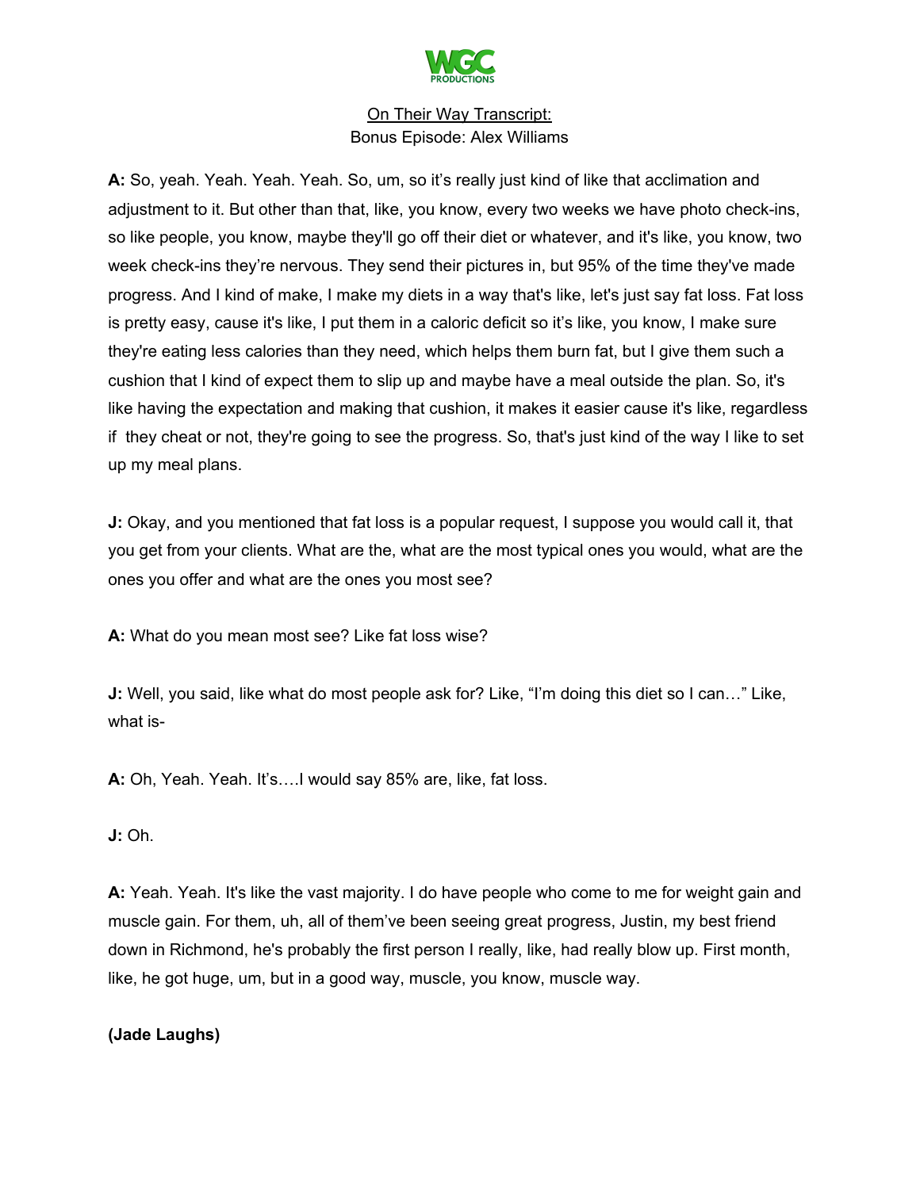**A:** So, yeah. Yeah. Yeah. Yeah. So, um, so it's really just kind of like that acclimation and adjustment to it. But other than that, like, you know, every two weeks we have photo check-ins, so like people, you know, maybe they'll go off their diet or whatever, and it's like, you know, two week check-ins they're nervous. They send their pictures in, but 95% of the time they've made progress. And I kind of make, I make my diets in a way that's like, let's just say fat loss. Fat loss is pretty easy, cause it's like, I put them in a caloric deficit so it's like, you know, I make sure they're eating less calories than they need, which helps them burn fat, but I give them such a cushion that I kind of expect them to slip up and maybe have a meal outside the plan. So, it's like having the expectation and making that cushion, it makes it easier cause it's like, regardless if they cheat or not, they're going to see the progress. So, that's just kind of the way I like to set up my meal plans.

**J:** Okay, and you mentioned that fat loss is a popular request, I suppose you would call it, that you get from your clients. What are the, what are the most typical ones you would, what are the ones you offer and what are the ones you most see?

**A:** What do you mean most see? Like fat loss wise?

**J:** Well, you said, like what do most people ask for? Like, "I'm doing this diet so I can…" Like, what is-

**A:** Oh, Yeah. Yeah. It's….I would say 85% are, like, fat loss.

**J:** Oh.

**A:** Yeah. Yeah. It's like the vast majority. I do have people who come to me for weight gain and muscle gain. For them, uh, all of them've been seeing great progress, Justin, my best friend down in Richmond, he's probably the first person I really, like, had really blow up. First month, like, he got huge, um, but in a good way, muscle, you know, muscle way.

**(Jade Laughs)**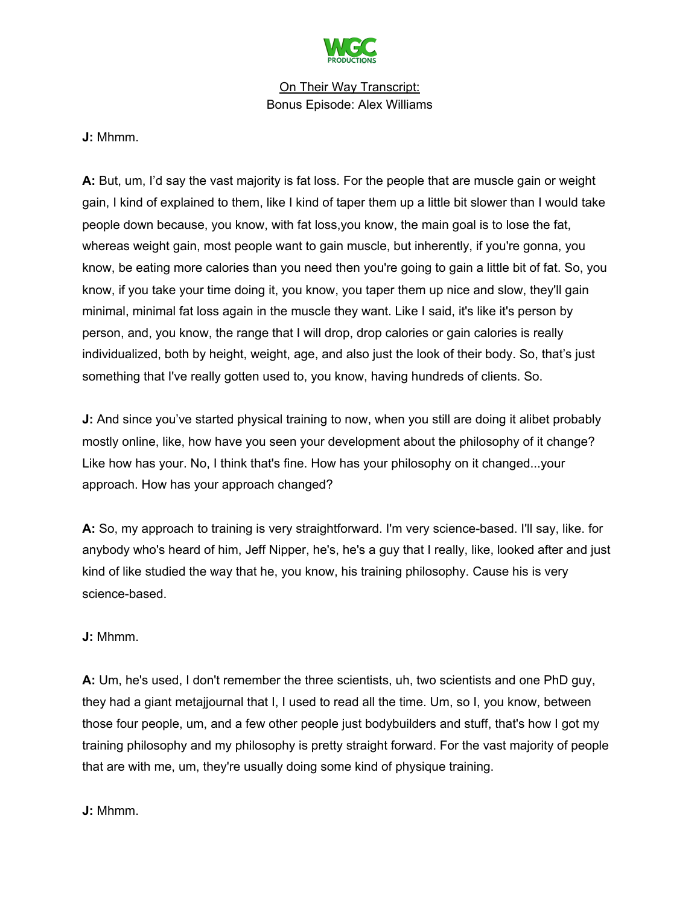J: Mhmm.

A: But, um, I'd say the vast majority is fat loss. For the people that are muscle gain or weight gain, I kind of explained to them, like I kind of taper them up a little bit slower than I would take people down because, you know, with fat loss,you know, the main goal is to lose the fat, whereas weight gain, most people want to gain muscle, but inherently, if you're gonna, you know, be eating more calories than you need then you're going to gain a little bit of fat. So, you know, if you take your time doing it, you know, you taper them up nice and slow, they'll gain minimal, minimal fat loss again in the muscle they want. Like I said, it's like it's person by person, and, you know, the range that I will drop, drop calories or gain calories is really individualized, both by height, weight, age, and also just the look of their body. So, that's just something that I've really gotten used to, you know, having hundreds of clients. So.

J: And since you've started physical training to now, when you still are doing it alibet probably mostly online, like, how have you seen your development about the philosophy of it change? Like how has your. No, I think that's fine. How has your philosophy on it changed...your approach. How has your approach changed?

A: So, my approach to training is very straightforward. I'm very science-based. I'll say, like. for anybody who's heard of him, Jeff Nipper, he's, he's a guy that I really, like, looked after and just kind of like studied the way that he, you know, his training philosophy. Cause his is very science-based.

J: Mhmm.

A: Um, he's used, I don't remember the three scientists, uh, two scientists and one PhD guy, they had a giant metajjournal that I, I used to read all the time. Um, so I, you know, between those four people, um, and a few other people just bodybuilders and stuff, that's how I got my training philosophy and my philosophy is pretty straight forward. For the vast majority of people that are with me, um, they're usually doing some kind of physique training.

J: Mhmm.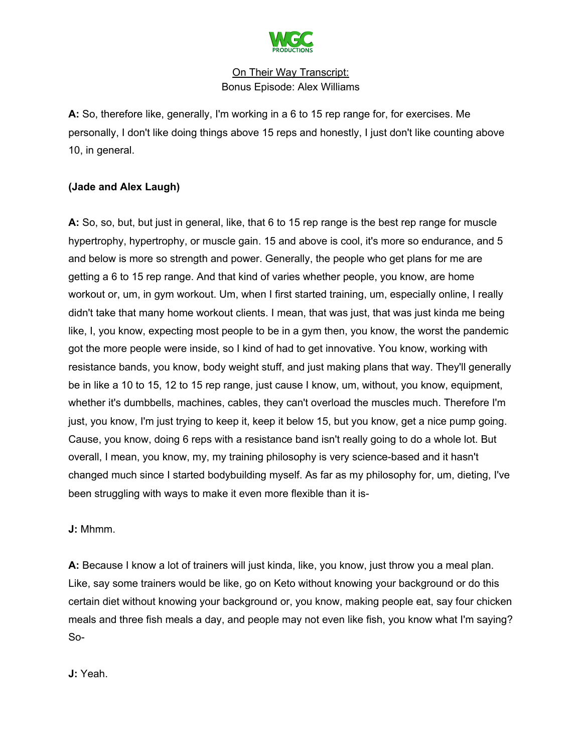**A:** So, therefore like, generally, I'm working in a 6 to 15 rep range for, for exercises. Me personally, I don't like doing things above 15 reps and honestly, I just don't like counting above 10, in general.

**(Jade and Alex Laugh)**

**A:** So, so, but, but just in general, like, that 6 to 15 rep range is the best rep range for muscle hypertrophy, hypertrophy, or muscle gain. 15 and above is cool, it's more so endurance, and 5 and below is more so strength and power. Generally, the people who get plans for me are getting a 6 to 15 rep range. And that kind of varies whether people, you know, are home workout or, um, in gym workout. Um, when I first started training, um, especially online, I really didn't take that many home workout clients. I mean, that was just, that was just kinda me being like, I, you know, expecting most people to be in a gym then, you know, the worst the pandemic got the more people were inside, so I kind of had to get innovative. You know, working with resistance bands, you know, body weight stuff, and just making plans that way. They'll generally be in like a 10 to 15, 12 to 15 rep range, just cause I know, um, without, you know, equipment, whether it's dumbbells, machines, cables, they can't overload the muscles much. Therefore I'm just, you know, I'm just trying to keep it, keep it below 15, but you know, get a nice pump going. Cause, you know, doing 6 reps with a resistance band isn't really going to do a whole lot. But overall, I mean, you know, my, my training philosophy is very science-based and it hasn't changed much since I started bodybuilding myself. As far as my philosophy for, um, dieting, I've been struggling with ways to make it even more flexible than it is-

**J:** Mhmm.

**A:** Because I know a lot of trainers will just kinda, like, you know, just throw you a meal plan. Like, say some trainers would be like, go on Keto without knowing your background or do this certain diet without knowing your background or, you know, making people eat, say four chicken meals and three fish meals a day, and people may not even like fish, you know what I'm saying? So-

**J:** Yeah.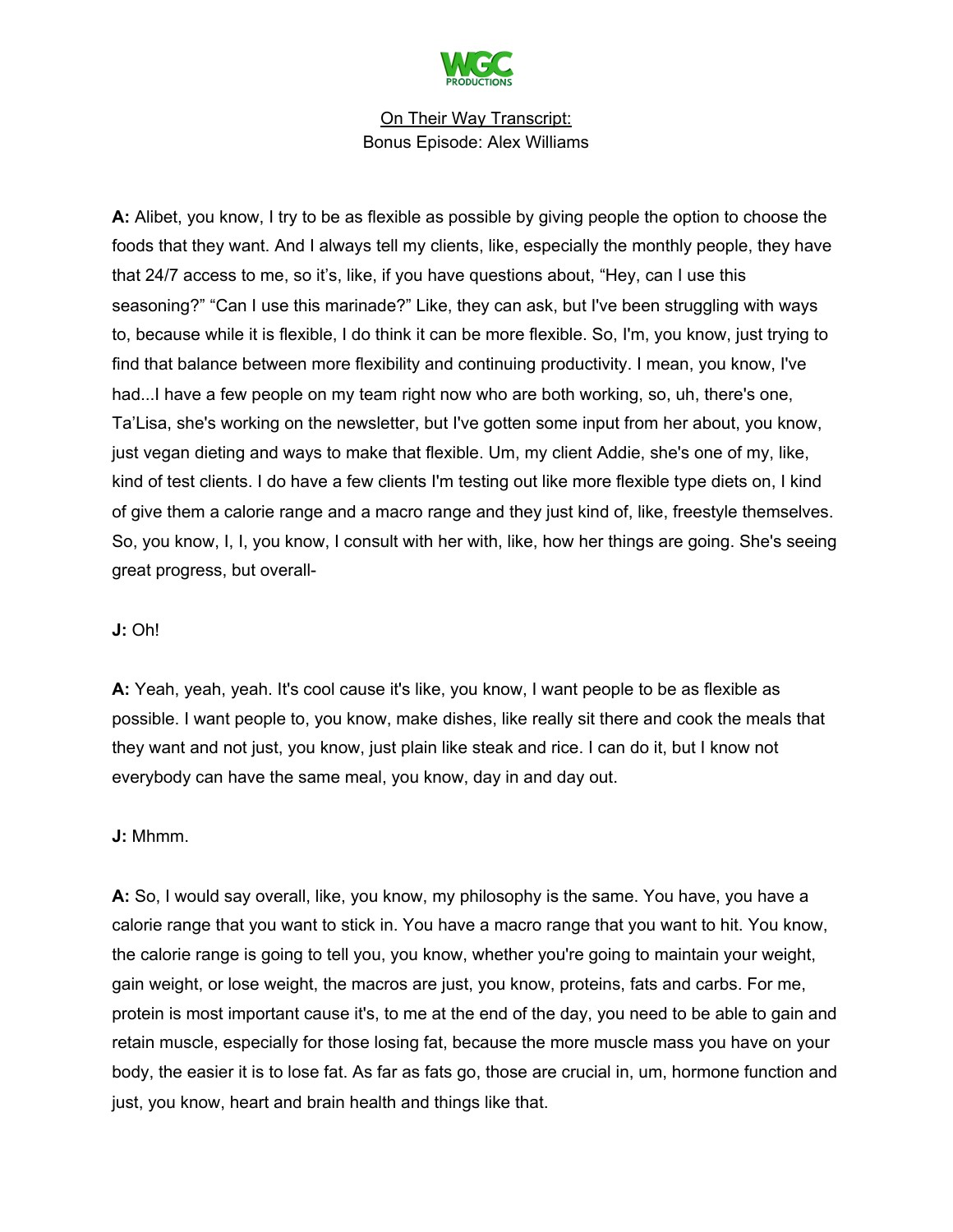**A:** Alibet, you know, I try to be as flexible as possible by giving people the option to choose the foods that they want. And I always tell my clients, like, especially the monthly people, they have that 24/7 access to me, so it's, like, if you have questions about, "Hey, can I use this seasoning?" "Can I use this marinade?" Like, they can ask, but I've been struggling with ways to, because while it is flexible, I do think it can be more flexible. So, I'm, you know, just trying to find that balance between more flexibility and continuing productivity. I mean, you know, I've had...I have a few people on my team right now who are both working, so, uh, there's one, Ta'Lisa, she's working on the newsletter, but I've gotten some input from her about, you know, just vegan dieting and ways to make that flexible. Um, my client Addie, she's one of my, like, kind of test clients. I do have a few clients I'm testing out like more flexible type diets on, I kind of give them a calorie range and a macro range and they just kind of, like, freestyle themselves. So, you know, I, I, you know, I consult with her with, like, how her things are going. She's seeing great progress, but overall-

**J:** Oh!

**A:** Yeah, yeah, yeah. It's cool cause it's like, you know, I want people to be as flexible as possible. I want people to, you know, make dishes, like really sit there and cook the meals that they want and not just, you know, just plain like steak and rice. I can do it, but I know not everybody can have the same meal, you know, day in and day out.

**J:** Mhmm.

**A:** So, I would say overall, like, you know, my philosophy is the same. You have, you have a calorie range that you want to stick in. You have a macro range that you want to hit. You know, the calorie range is going to tell you, you know, whether you're going to maintain your weight, gain weight, or lose weight, the macros are just, you know, proteins, fats and carbs. For me, protein is most important cause it's, to me at the end of the day, you need to be able to gain and retain muscle, especially for those losing fat, because the more muscle mass you have on your body, the easier it is to lose fat. As far as fats go, those are crucial in, um, hormone function and just, you know, heart and brain health and things like that.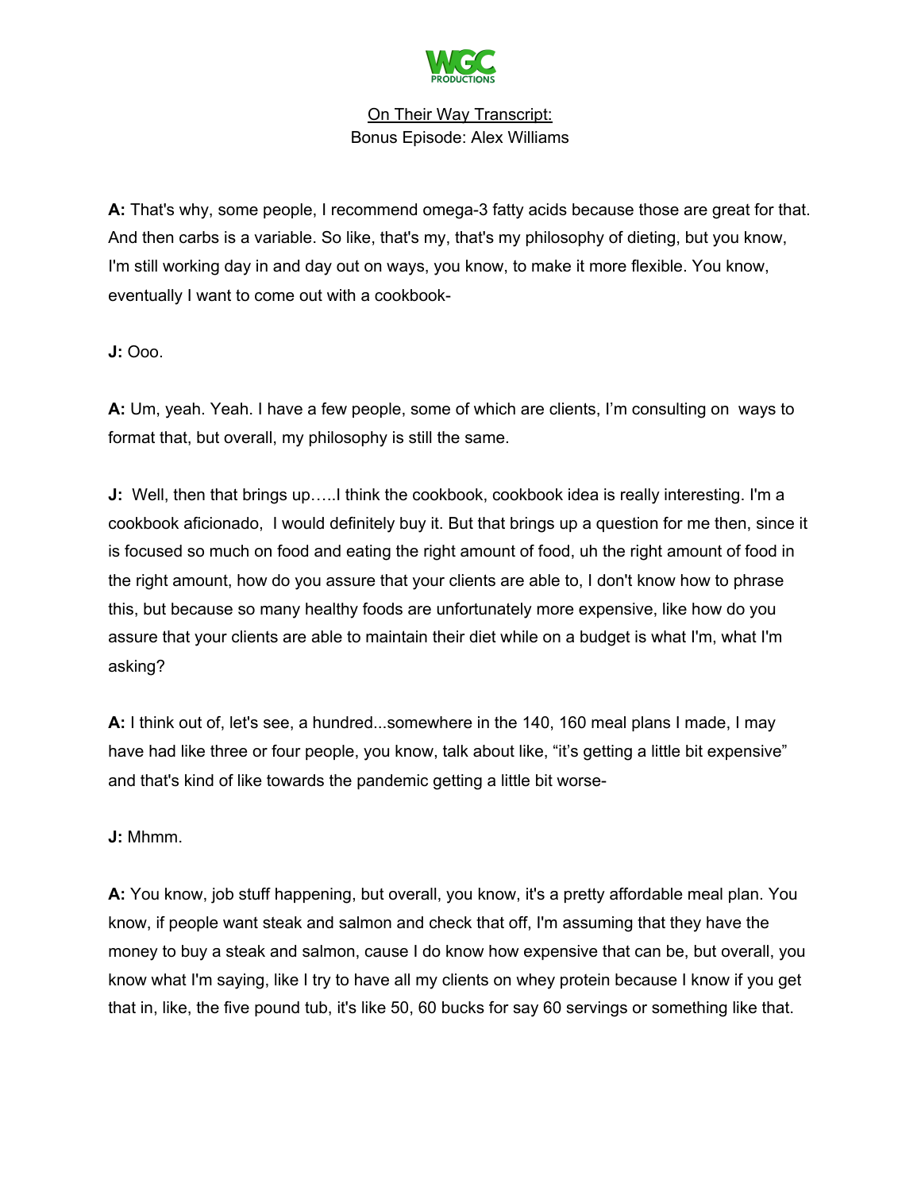**A:** That's why, some people, I recommend omega-3 fatty acids because those are great for that. And then carbs is a variable. So like, that's my, that's my philosophy of dieting, but you know, I'm still working day in and day out on ways, you know, to make it more flexible. You know, eventually I want to come out with a cookbook-

**J:** Ooo.

**A:** Um, yeah. Yeah. I have a few people, some of which are clients, I'm consulting on ways to format that, but overall, my philosophy is still the same.

**J:** Well, then that brings up…..I think the cookbook, cookbook idea is really interesting. I'm a cookbook aficionado, I would definitely buy it. But that brings up a question for me then, since it is focused so much on food and eating the right amount of food, uh the right amount of food in the right amount, how do you assure that your clients are able to, I don't know how to phrase this, but because so many healthy foods are unfortunately more expensive, like how do you assure that your clients are able to maintain their diet while on a budget is what I'm, what I'm asking?

**A:** I think out of, let's see, a hundred...somewhere in the 140, 160 meal plans I made, I may have had like three or four people, you know, talk about like, "it's getting a little bit expensive" and that's kind of like towards the pandemic getting a little bit worse-

**J:** Mhmm.

**A:** You know, job stuff happening, but overall, you know, it's a pretty affordable meal plan. You know, if people want steak and salmon and check that off, I'm assuming that they have the money to buy a steak and salmon, cause I do know how expensive that can be, but overall, you know what I'm saying, like I try to have all my clients on whey protein because I know if you get that in, like, the five pound tub, it's like 50, 60 bucks for say 60 servings or something like that.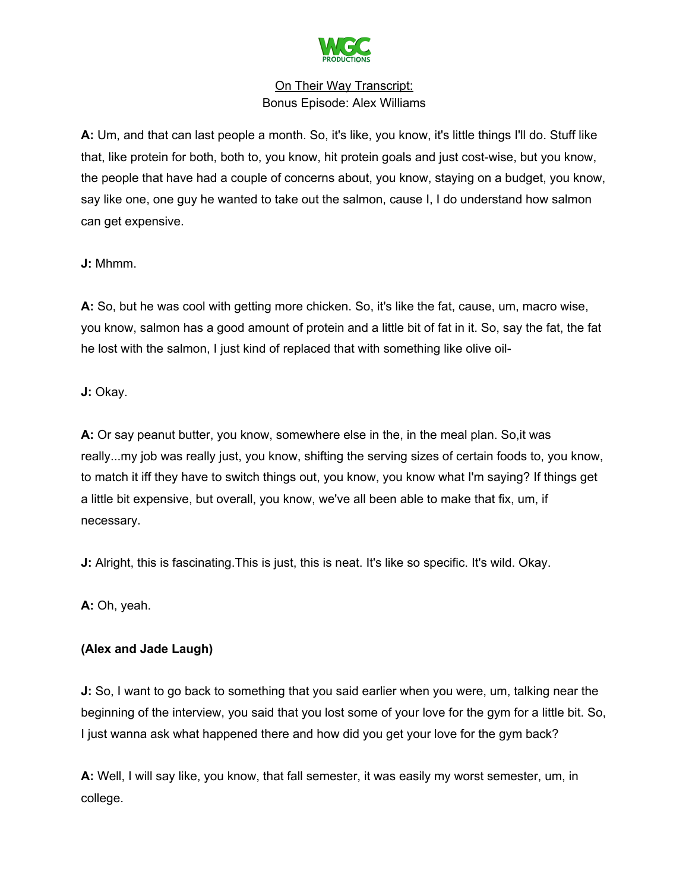**A:** Um, and that can last people a month. So, it's like, you know, it's little things I'll do. Stuff like that, like protein for both, both to, you know, hit protein goals and just cost-wise, but you know, the people that have had a couple of concerns about, you know, staying on a budget, you know, say like one, one guy he wanted to take out the salmon, cause I, I do understand how salmon can get expensive.

**J:** Mhmm.

**A:** So, but he was cool with getting more chicken. So, it's like the fat, cause, um, macro wise, you know, salmon has a good amount of protein and a little bit of fat in it. So, say the fat, the fat he lost with the salmon, I just kind of replaced that with something like olive oil-

**J:** Okay.

**A:** Or say peanut butter, you know, somewhere else in the, in the meal plan. So,it was really...my job was really just, you know, shifting the serving sizes of certain foods to, you know, to match it iff they have to switch things out, you know, you know what I'm saying? If things get a little bit expensive, but overall, you know, we've all been able to make that fix, um, if necessary.

**J:** Alright, this is fascinating.This is just, this is neat. It's like so specific. It's wild. Okay.

**A:** Oh, yeah.

**(Alex and Jade Laugh)**

**J:** So, I want to go back to something that you said earlier when you were, um, talking near the beginning of the interview, you said that you lost some of your love for the gym for a little bit. So, I just wanna ask what happened there and how did you get your love for the gym back?

**A:** Well, I will say like, you know, that fall semester, it was easily my worst semester, um, in college.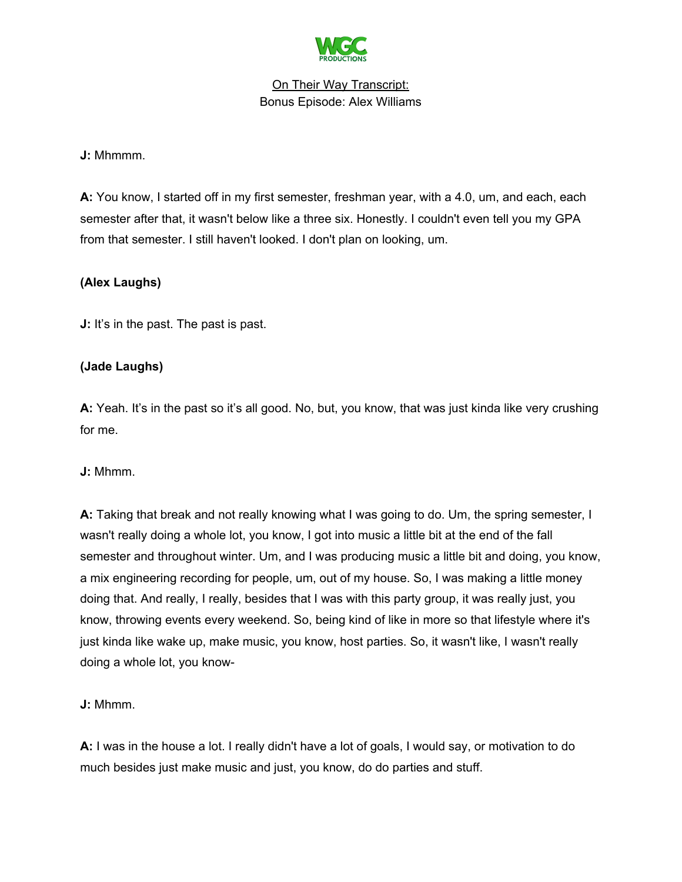**J:** Mhmmm.

**A:** You know, I started off in my first semester, freshman year, with a 4.0, um, and each, each semester after that, it wasn't below like a three six. Honestly. I couldn't even tell you my GPA from that semester. I still haven't looked. I don't plan on looking, um.

**(Alex Laughs)**

**J:** It's in the past. The past is past.

**(Jade Laughs)**

**A:** Yeah. It's in the past so it's all good. No, but, you know, that was just kinda like very crushing for me.

**J:** Mhmm.

**A:** Taking that break and not really knowing what I was going to do. Um, the spring semester, I wasn't really doing a whole lot, you know, I got into music a little bit at the end of the fall semester and throughout winter. Um, and I was producing music a little bit and doing, you know, a mix engineering recording for people, um, out of my house. So, I was making a little money doing that. And really, I really, besides that I was with this party group, it was really just, you know, throwing events every weekend. So, being kind of like in more so that lifestyle where it's just kinda like wake up, make music, you know, host parties. So, it wasn't like, I wasn't really doing a whole lot, you know-

**J:** Mhmm.

**A:** I was in the house a lot. I really didn't have a lot of goals, I would say, or motivation to do much besides just make music and just, you know, do do parties and stuff.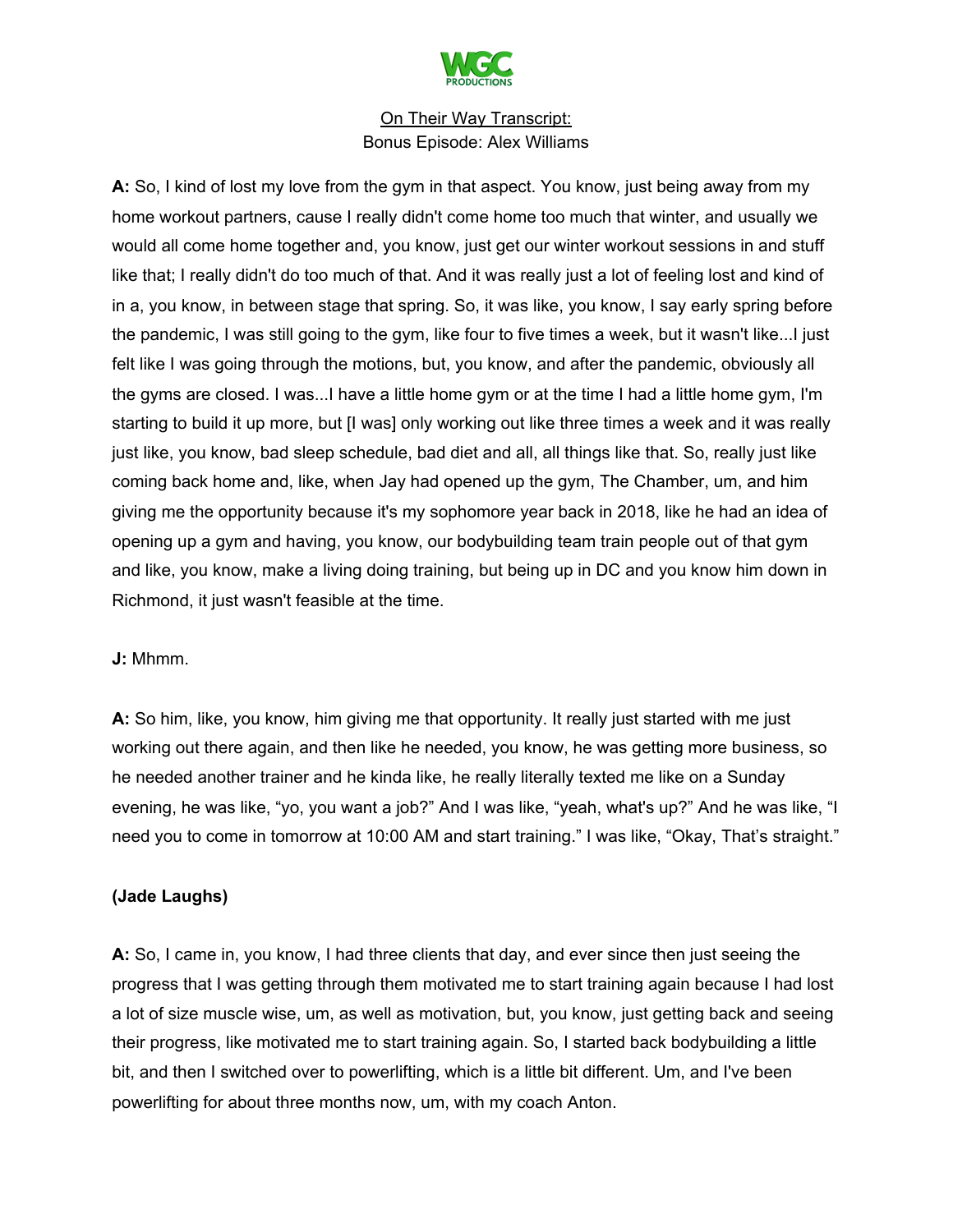On Their Way Transcript:
Bonus Episode: Alex Williams

**A:** So, I kind of lost my love from the gym in that aspect. You know, just being away from my home workout partners, cause I really didn't come home too much that winter, and usually we would all come home together and, you know, just get our winter workout sessions in and stuff like that; I really didn't do too much of that. And it was really just a lot of feeling lost and kind of in a, you know, in between stage that spring. So, it was like, you know, I say early spring before the pandemic, I was still going to the gym, like four to five times a week, but it wasn't like...I just felt like I was going through the motions, but, you know, and after the pandemic, obviously all the gyms are closed. I was...I have a little home gym or at the time I had a little home gym, I'm starting to build it up more, but [I was] only working out like three times a week and it was really just like, you know, bad sleep schedule, bad diet and all, all things like that. So, really just like coming back home and, like, when Jay had opened up the gym, The Chamber, um, and him giving me the opportunity because it's my sophomore year back in 2018, like he had an idea of opening up a gym and having, you know, our bodybuilding team train people out of that gym and like, you know, make a living doing training, but being up in DC and you know him down in Richmond, it just wasn't feasible at the time.

**J:** Mhmm.

**A:** So him, like, you know, him giving me that opportunity. It really just started with me just working out there again, and then like he needed, you know, he was getting more business, so he needed another trainer and he kinda like, he really literally texted me like on a Sunday evening, he was like, "yo, you want a job?" And I was like, "yeah, what's up?" And he was like, "I need you to come in tomorrow at 10:00 AM and start training." I was like, "Okay, That's straight."

**(Jade Laughs)**

**A:** So, I came in, you know, I had three clients that day, and ever since then just seeing the progress that I was getting through them motivated me to start training again because I had lost a lot of size muscle wise, um, as well as motivation, but, you know, just getting back and seeing their progress, like motivated me to start training again. So, I started back bodybuilding a little bit, and then I switched over to powerlifting, which is a little bit different. Um, and I've been powerlifting for about three months now, um, with my coach Anton.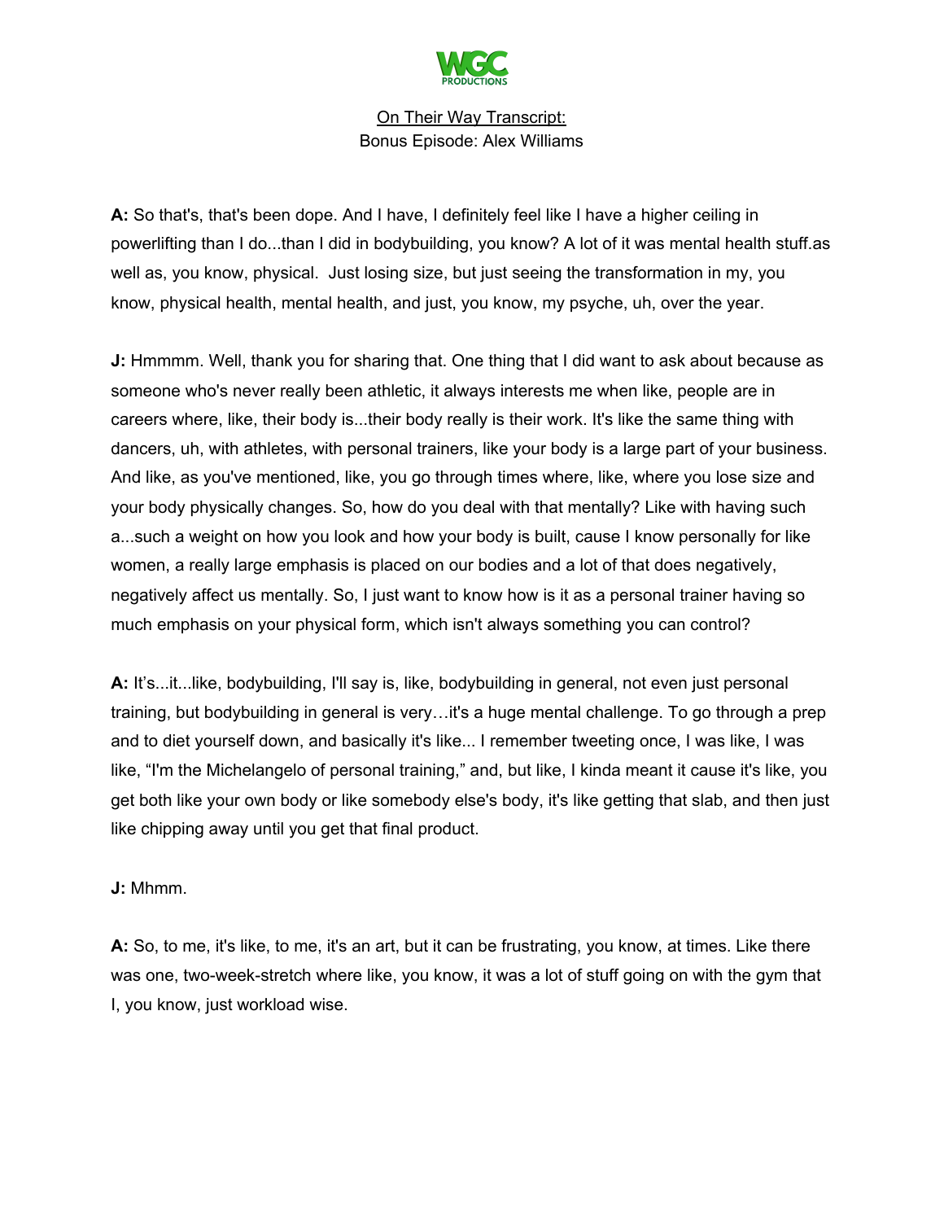On Their Way Transcript:
Bonus Episode: Alex Williams

**A:** So that's, that's been dope. And I have, I definitely feel like I have a higher ceiling in powerlifting than I do...than I did in bodybuilding, you know? A lot of it was mental health stuff.as well as, you know, physical. Just losing size, but just seeing the transformation in my, you know, physical health, mental health, and just, you know, my psyche, uh, over the year.

**J:** Hmmmm. Well, thank you for sharing that. One thing that I did want to ask about because as someone who's never really been athletic, it always interests me when like, people are in careers where, like, their body is...their body really is their work. It's like the same thing with dancers, uh, with athletes, with personal trainers, like your body is a large part of your business. And like, as you've mentioned, like, you go through times where, like, where you lose size and your body physically changes. So, how do you deal with that mentally? Like with having such a...such a weight on how you look and how your body is built, cause I know personally for like women, a really large emphasis is placed on our bodies and a lot of that does negatively, negatively affect us mentally. So, I just want to know how is it as a personal trainer having so much emphasis on your physical form, which isn't always something you can control?

**A:** It's...it...like, bodybuilding, I'll say is, like, bodybuilding in general, not even just personal training, but bodybuilding in general is very…it's a huge mental challenge. To go through a prep and to diet yourself down, and basically it's like... I remember tweeting once, I was like, I was like, "I'm the Michelangelo of personal training," and, but like, I kinda meant it cause it's like, you get both like your own body or like somebody else's body, it's like getting that slab, and then just like chipping away until you get that final product.

**J:** Mhmm.

**A:** So, to me, it's like, to me, it's an art, but it can be frustrating, you know, at times. Like there was one, two-week-stretch where like, you know, it was a lot of stuff going on with the gym that I, you know, just workload wise.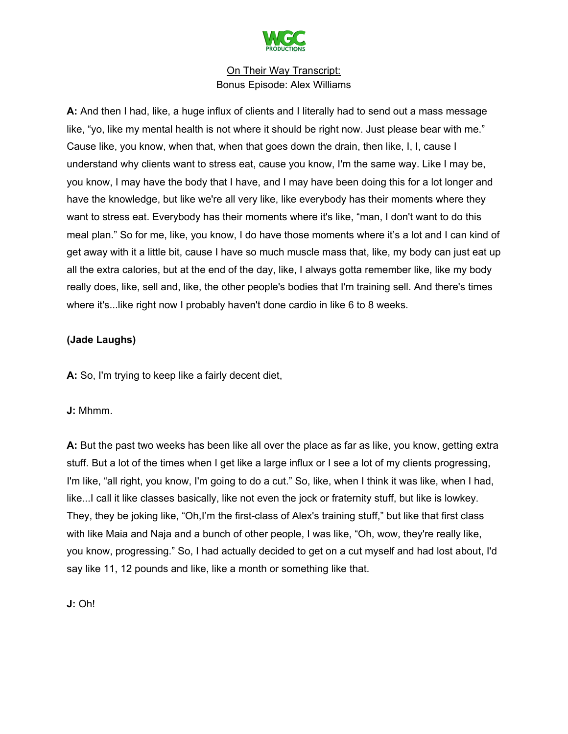On Their Way Transcript:
Bonus Episode: Alex Williams

**A:** And then I had, like, a huge influx of clients and I literally had to send out a mass message like, "yo, like my mental health is not where it should be right now. Just please bear with me." Cause like, you know, when that, when that goes down the drain, then like, I, I, cause I understand why clients want to stress eat, cause you know, I'm the same way. Like I may be, you know, I may have the body that I have, and I may have been doing this for a lot longer and have the knowledge, but like we're all very like, like everybody has their moments where they want to stress eat. Everybody has their moments where it's like, "man, I don't want to do this meal plan." So for me, like, you know, I do have those moments where it's a lot and I can kind of get away with it a little bit, cause I have so much muscle mass that, like, my body can just eat up all the extra calories, but at the end of the day, like, I always gotta remember like, like my body really does, like, sell and, like, the other people's bodies that I'm training sell. And there's times where it's...like right now I probably haven't done cardio in like 6 to 8 weeks.

**(Jade Laughs)**

**A:** So, I'm trying to keep like a fairly decent diet,

**J:** Mhmm.

**A:** But the past two weeks has been like all over the place as far as like, you know, getting extra stuff. But a lot of the times when I get like a large influx or I see a lot of my clients progressing, I'm like, "all right, you know, I'm going to do a cut." So, like, when I think it was like, when I had, like...I call it like classes basically, like not even the jock or fraternity stuff, but like is lowkey. They, they be joking like, "Oh,I'm the first-class of Alex's training stuff," but like that first class with like Maia and Naja and a bunch of other people, I was like, "Oh, wow, they're really like, you know, progressing." So, I had actually decided to get on a cut myself and had lost about, I'd say like 11, 12 pounds and like, like a month or something like that.

**J:** Oh!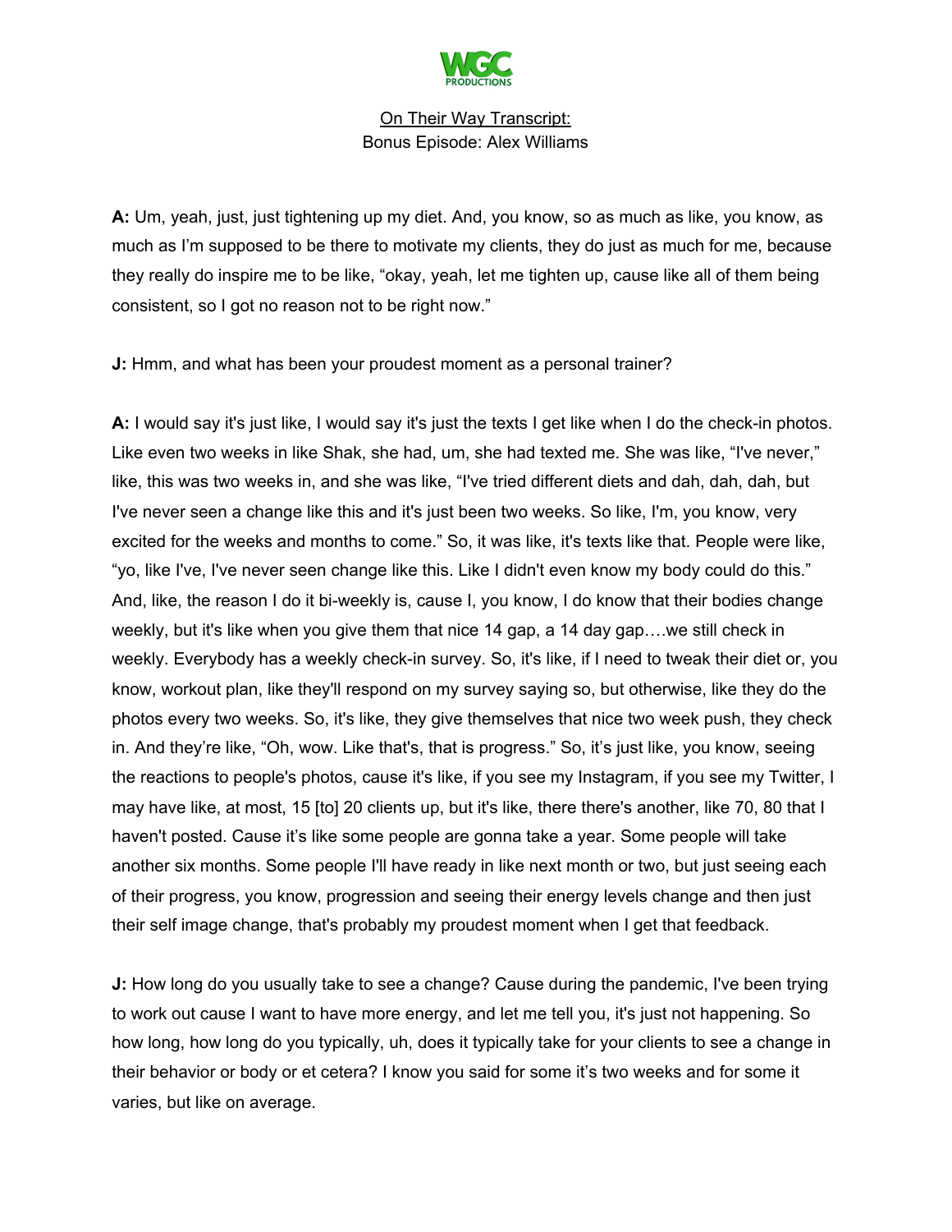On Their Way Transcript:
Bonus Episode: Alex Williams

**A:** Um, yeah, just, just tightening up my diet. And, you know, so as much as like, you know, as much as I'm supposed to be there to motivate my clients, they do just as much for me, because they really do inspire me to be like, "okay, yeah, let me tighten up, cause like all of them being consistent, so I got no reason not to be right now."

**J:** Hmm, and what has been your proudest moment as a personal trainer?

**A:** I would say it's just like, I would say it's just the texts I get like when I do the check-in photos. Like even two weeks in like Shak, she had, um, she had texted me. She was like, "I've never," like, this was two weeks in, and she was like, "I've tried different diets and dah, dah, dah, but I've never seen a change like this and it's just been two weeks. So like, I'm, you know, very excited for the weeks and months to come." So, it was like, it's texts like that. People were like, "yo, like I've, I've never seen change like this. Like I didn't even know my body could do this." And, like, the reason I do it bi-weekly is, cause I, you know, I do know that their bodies change weekly, but it's like when you give them that nice 14 gap, a 14 day gap….we still check in weekly. Everybody has a weekly check-in survey. So, it's like, if I need to tweak their diet or, you know, workout plan, like they'll respond on my survey saying so, but otherwise, like they do the photos every two weeks. So, it's like, they give themselves that nice two week push, they check in. And they're like, "Oh, wow. Like that's, that is progress." So, it's just like, you know, seeing the reactions to people's photos, cause it's like, if you see my Instagram, if you see my Twitter, I may have like, at most, 15 [to] 20 clients up, but it's like, there there's another, like 70, 80 that I haven't posted. Cause it's like some people are gonna take a year. Some people will take another six months. Some people I'll have ready in like next month or two, but just seeing each of their progress, you know, progression and seeing their energy levels change and then just their self image change, that's probably my proudest moment when I get that feedback.

**J:** How long do you usually take to see a change? Cause during the pandemic, I've been trying to work out cause I want to have more energy, and let me tell you, it's just not happening. So how long, how long do you typically, uh, does it typically take for your clients to see a change in their behavior or body or et cetera? I know you said for some it's two weeks and for some it varies, but like on average.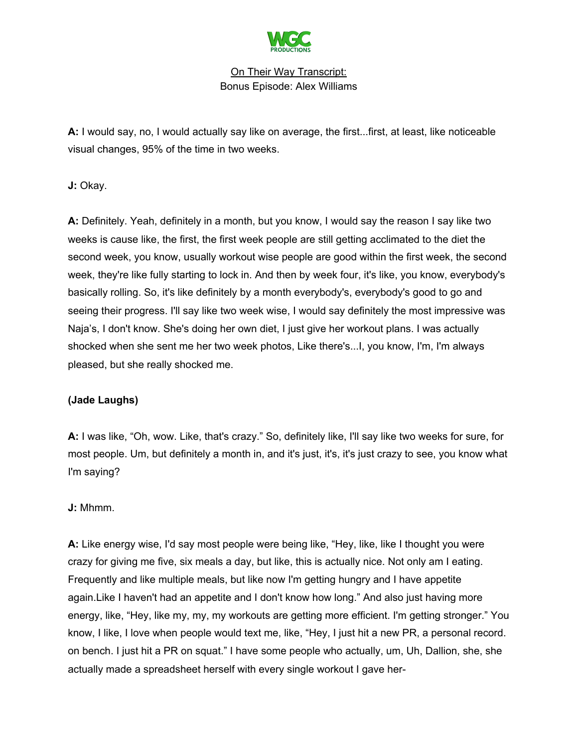A: I would say, no, I would actually say like on average, the first...first, at least, like noticeable visual changes, 95% of the time in two weeks.

**J:** Okay.

**A:** Definitely. Yeah, definitely in a month, but you know, I would say the reason I say like two weeks is cause like, the first, the first week people are still getting acclimated to the diet the second week, you know, usually workout wise people are good within the first week, the second week, they're like fully starting to lock in. And then by week four, it's like, you know, everybody's basically rolling. So, it's like definitely by a month everybody's, everybody's good to go and seeing their progress. I'll say like two week wise, I would say definitely the most impressive was Naja's, I don't know. She's doing her own diet, I just give her workout plans. I was actually shocked when she sent me her two week photos, Like there's...I, you know, I'm, I'm always pleased, but she really shocked me.

**(Jade Laughs)**

**A:** I was like, "Oh, wow. Like, that's crazy." So, definitely like, I'll say like two weeks for sure, for most people. Um, but definitely a month in, and it's just, it's, it's just crazy to see, you know what I'm saying?

**J:** Mhmm.

**A:** Like energy wise, I'd say most people were being like, "Hey, like, like I thought you were crazy for giving me five, six meals a day, but like, this is actually nice. Not only am I eating. Frequently and like multiple meals, but like now I'm getting hungry and I have appetite again.Like I haven't had an appetite and I don't know how long." And also just having more energy, like, "Hey, like my, my, my workouts are getting more efficient. I'm getting stronger." You know, I like, I love when people would text me, like, "Hey, I just hit a new PR, a personal record. on bench. I just hit a PR on squat." I have some people who actually, um, Uh, Dallion, she, she actually made a spreadsheet herself with every single workout I gave her-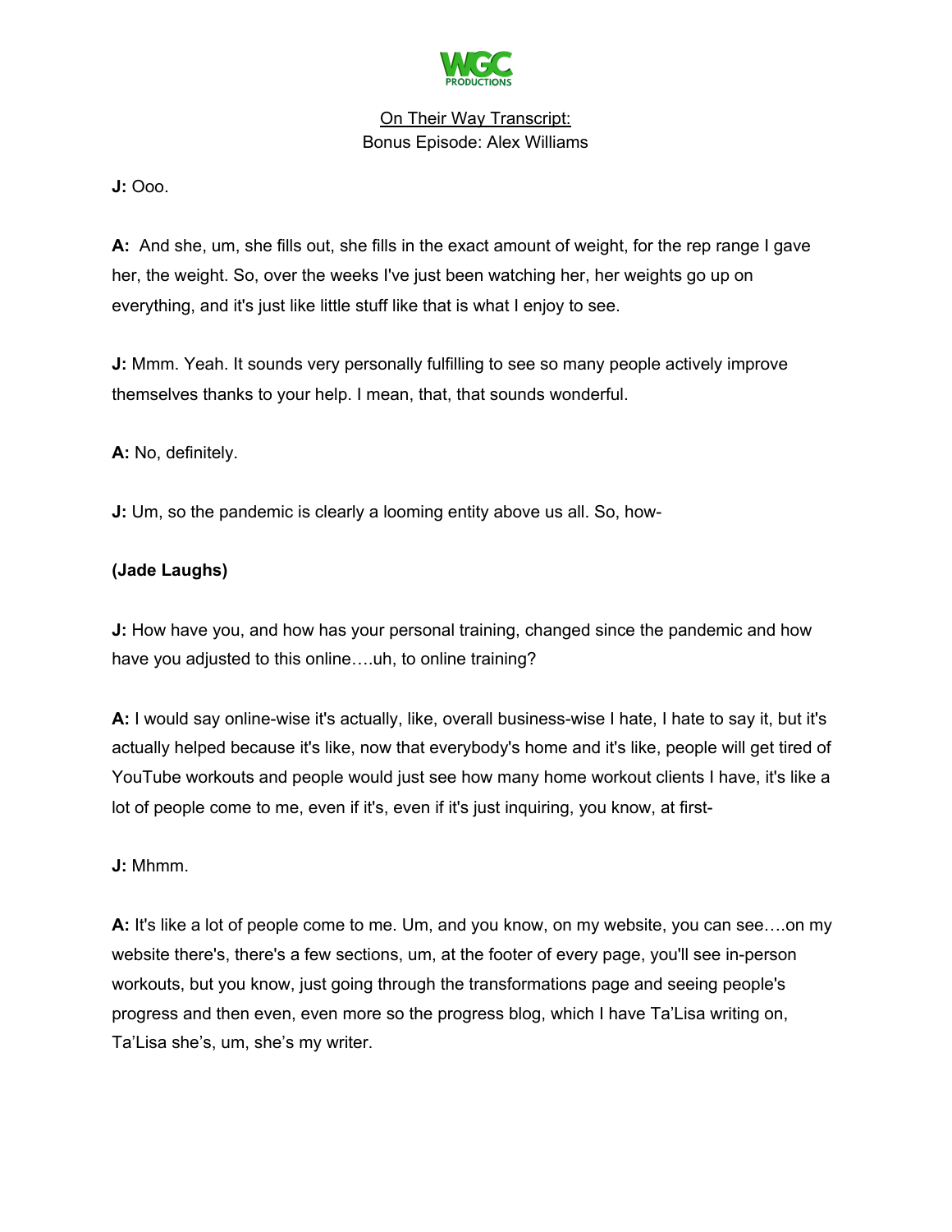**J:** Ooo.

**A:** And she, um, she fills out, she fills in the exact amount of weight, for the rep range I gave her, the weight. So, over the weeks I've just been watching her, her weights go up on everything, and it's just like little stuff like that is what I enjoy to see.

**J:** Mmm. Yeah. It sounds very personally fulfilling to see so many people actively improve themselves thanks to your help. I mean, that, that sounds wonderful.

**A:** No, definitely.

**J:** Um, so the pandemic is clearly a looming entity above us all. So, how-

**(Jade Laughs)**

**J:** How have you, and how has your personal training, changed since the pandemic and how have you adjusted to this online….uh, to online training?

**A:** I would say online-wise it's actually, like, overall business-wise I hate, I hate to say it, but it's actually helped because it's like, now that everybody's home and it's like, people will get tired of YouTube workouts and people would just see how many home workout clients I have, it's like a lot of people come to me, even if it's, even if it's just inquiring, you know, at first-

**J:** Mhmm.

**A:** It's like a lot of people come to me. Um, and you know, on my website, you can see….on my website there's, there's a few sections, um, at the footer of every page, you'll see in-person workouts, but you know, just going through the transformations page and seeing people's progress and then even, even more so the progress blog, which I have Ta'Lisa writing on, Ta'Lisa she's, um, she's my writer.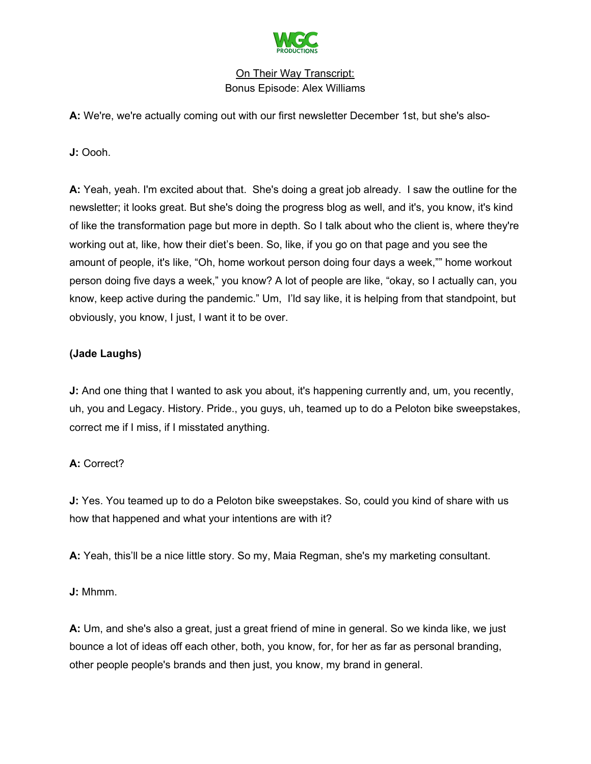On Their Way Transcript:
Bonus Episode: Alex Williams

**A:** We're, we're actually coming out with our first newsletter December 1st, but she's also-

**J:** Oooh.

**A:** Yeah, yeah. I'm excited about that. She's doing a great job already. I saw the outline for the newsletter; it looks great. But she's doing the progress blog as well, and it's, you know, it's kind of like the transformation page but more in depth. So I talk about who the client is, where they're working out at, like, how their diet's been. So, like, if you go on that page and you see the amount of people, it's like, "Oh, home workout person doing four days a week,"" home workout person doing five days a week," you know? A lot of people are like, "okay, so I actually can, you know, keep active during the pandemic." Um, I'ld say like, it is helping from that standpoint, but obviously, you know, I just, I want it to be over.

**(Jade Laughs)**

**J:** And one thing that I wanted to ask you about, it's happening currently and, um, you recently, uh, you and Legacy. History. Pride., you guys, uh, teamed up to do a Peloton bike sweepstakes, correct me if I miss, if I misstated anything.

**A:** Correct?

**J:** Yes. You teamed up to do a Peloton bike sweepstakes. So, could you kind of share with us how that happened and what your intentions are with it?

**A:** Yeah, this'll be a nice little story. So my, Maia Regman, she's my marketing consultant.

**J:** Mhmm.

**A:** Um, and she's also a great, just a great friend of mine in general. So we kinda like, we just bounce a lot of ideas off each other, both, you know, for, for her as far as personal branding, other people people's brands and then just, you know, my brand in general.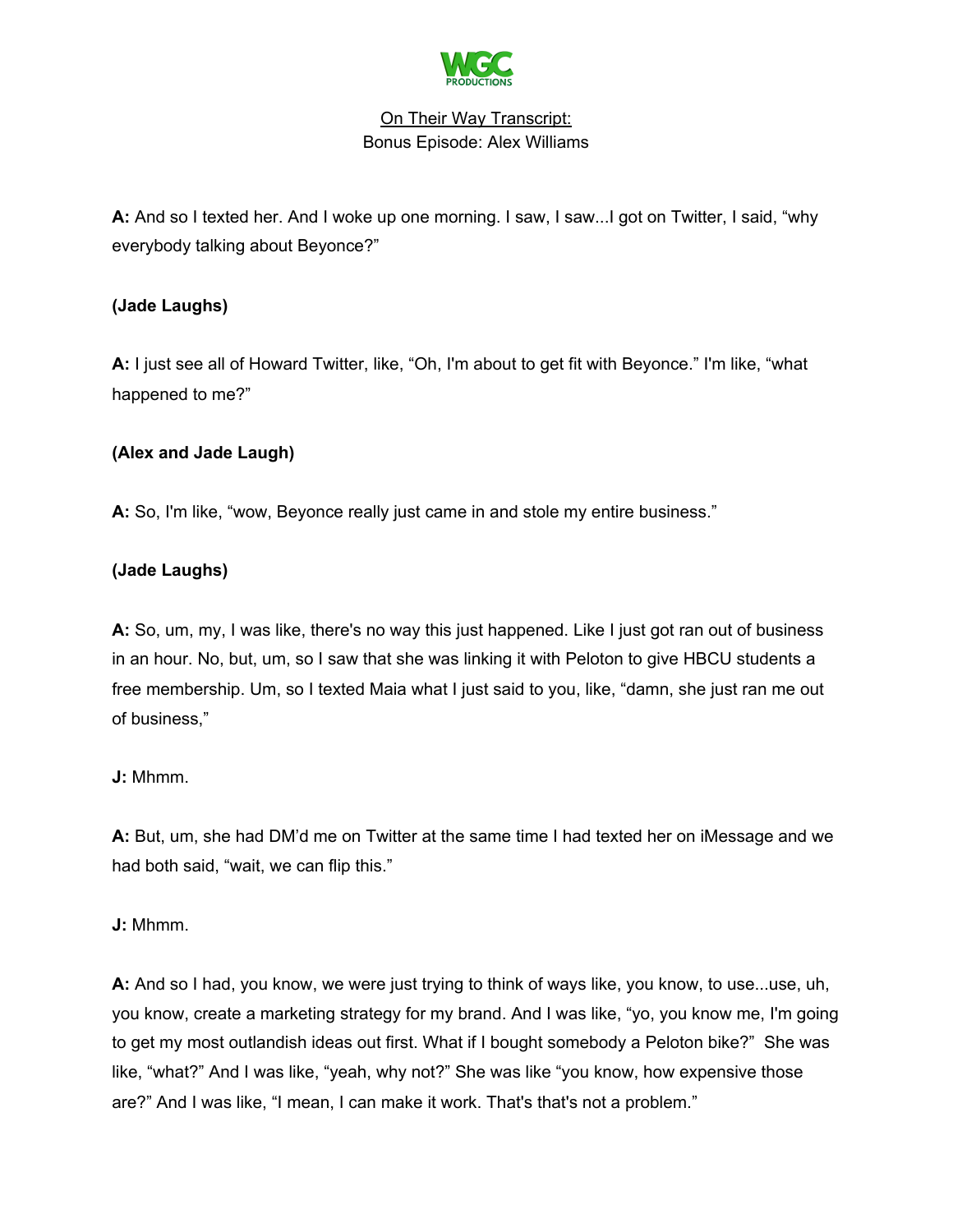On Their Way Transcript:
Bonus Episode: Alex Williams

**A:** And so I texted her. And I woke up one morning. I saw, I saw...I got on Twitter, I said, "why everybody talking about Beyonce?"

**(Jade Laughs)**

**A:** I just see all of Howard Twitter, like, "Oh, I'm about to get fit with Beyonce." I'm like, "what happened to me?"

**(Alex and Jade Laugh)**

**A:** So, I'm like, "wow, Beyonce really just came in and stole my entire business."

**(Jade Laughs)**

**A:** So, um, my, I was like, there's no way this just happened. Like I just got ran out of business in an hour. No, but, um, so I saw that she was linking it with Peloton to give HBCU students a free membership. Um, so I texted Maia what I just said to you, like, "damn, she just ran me out of business,"

**J:** Mhmm.

**A:** But, um, she had DM'd me on Twitter at the same time I had texted her on iMessage and we had both said, "wait, we can flip this."

**J:** Mhmm.

**A:** And so I had, you know, we were just trying to think of ways like, you know, to use...use, uh, you know, create a marketing strategy for my brand. And I was like, "yo, you know me, I'm going to get my most outlandish ideas out first. What if I bought somebody a Peloton bike?" She was like, "what?" And I was like, "yeah, why not?" She was like "you know, how expensive those are?" And I was like, "I mean, I can make it work. That's that's not a problem."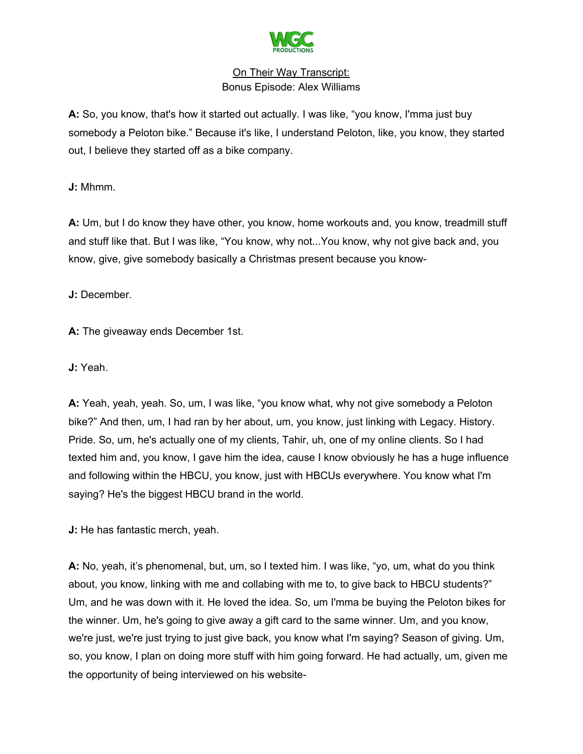On Their Way Transcript:
Bonus Episode: Alex Williams

**A:** So, you know, that's how it started out actually. I was like, "you know, I'mma just buy somebody a Peloton bike." Because it's like, I understand Peloton, like, you know, they started out, I believe they started off as a bike company.

**J:** Mhmm.

**A:** Um, but I do know they have other, you know, home workouts and, you know, treadmill stuff and stuff like that. But I was like, "You know, why not...You know, why not give back and, you know, give, give somebody basically a Christmas present because you know-

**J:** December.

**A:** The giveaway ends December 1st.

**J:** Yeah.

**A:** Yeah, yeah, yeah. So, um, I was like, "you know what, why not give somebody a Peloton bike?" And then, um, I had ran by her about, um, you know, just linking with Legacy. History. Pride. So, um, he's actually one of my clients, Tahir, uh, one of my online clients. So I had texted him and, you know, I gave him the idea, cause I know obviously he has a huge influence and following within the HBCU, you know, just with HBCUs everywhere. You know what I'm saying? He's the biggest HBCU brand in the world.

**J:** He has fantastic merch, yeah.

**A:** No, yeah, it's phenomenal, but, um, so I texted him. I was like, "yo, um, what do you think about, you know, linking with me and collabing with me to, to give back to HBCU students?" Um, and he was down with it. He loved the idea. So, um I'mma be buying the Peloton bikes for the winner. Um, he's going to give away a gift card to the same winner. Um, and you know, we're just, we're just trying to just give back, you know what I'm saying? Season of giving. Um, so, you know, I plan on doing more stuff with him going forward. He had actually, um, given me the opportunity of being interviewed on his website-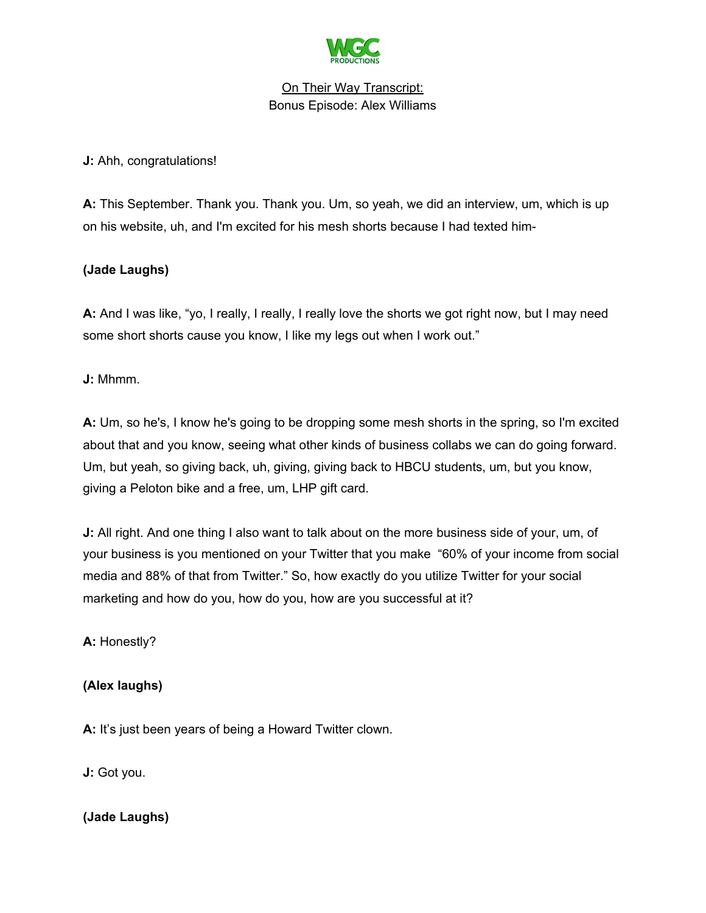On Their Way Transcript:
Bonus Episode: Alex Williams

**J:** Ahh, congratulations!

**A:** This September. Thank you. Thank you. Um, so yeah, we did an interview, um, which is up on his website, uh, and I'm excited for his mesh shorts because I had texted him-

**(Jade Laughs)**

**A:** And I was like, "yo, I really, I really, I really love the shorts we got right now, but I may need some short shorts cause you know, I like my legs out when I work out."

**J:** Mhmm.

**A:** Um, so he's, I know he's going to be dropping some mesh shorts in the spring, so I'm excited about that and you know, seeing what other kinds of business collabs we can do going forward. Um, but yeah, so giving back, uh, giving, giving back to HBCU students, um, but you know, giving a Peloton bike and a free, um, LHP gift card.

**J:** All right. And one thing I also want to talk about on the more business side of your, um, of your business is you mentioned on your Twitter that you make "60% of your income from social media and 88% of that from Twitter." So, how exactly do you utilize Twitter for your social marketing and how do you, how do you, how are you successful at it?

**A:** Honestly?

**(Alex laughs)**

**A:** It's just been years of being a Howard Twitter clown.

**J:** Got you.

**(Jade Laughs)**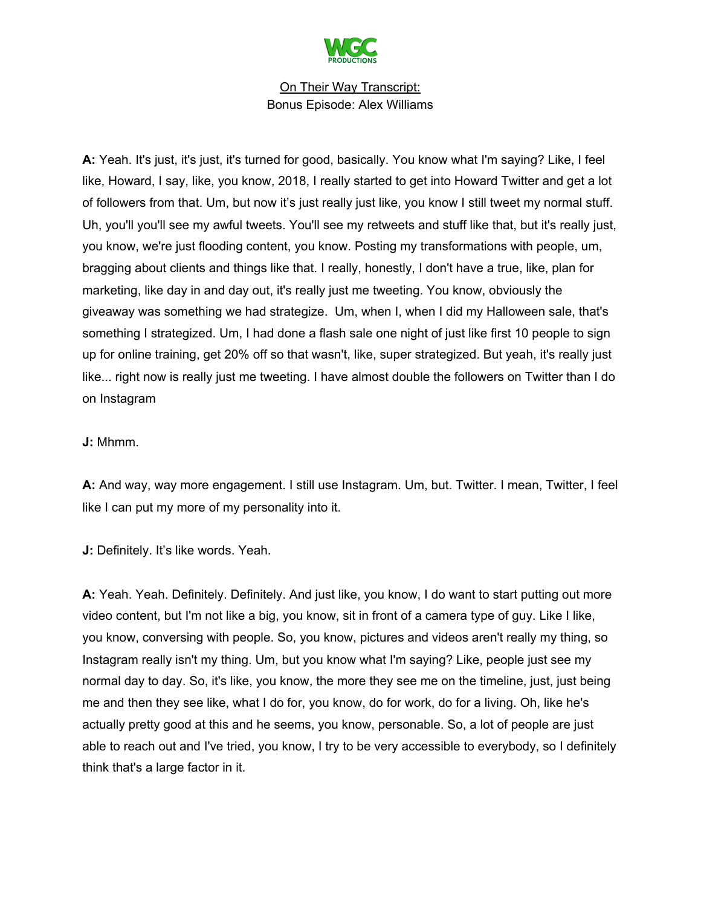On Their Way Transcript:
Bonus Episode: Alex Williams

**A:** Yeah. It's just, it's just, it's turned for good, basically. You know what I'm saying? Like, I feel like, Howard, I say, like, you know, 2018, I really started to get into Howard Twitter and get a lot of followers from that. Um, but now it's just really just like, you know I still tweet my normal stuff. Uh, you'll you'll see my awful tweets. You'll see my retweets and stuff like that, but it's really just, you know, we're just flooding content, you know. Posting my transformations with people, um, bragging about clients and things like that. I really, honestly, I don't have a true, like, plan for marketing, like day in and day out, it's really just me tweeting. You know, obviously the giveaway was something we had strategize. Um, when I, when I did my Halloween sale, that's something I strategized. Um, I had done a flash sale one night of just like first 10 people to sign up for online training, get 20% off so that wasn't, like, super strategized. But yeah, it's really just like... right now is really just me tweeting. I have almost double the followers on Twitter than I do on Instagram

**J:** Mhmm.

**A:** And way, way more engagement. I still use Instagram. Um, but. Twitter. I mean, Twitter, I feel like I can put my more of my personality into it.

**J:** Definitely. It's like words. Yeah.

**A:** Yeah. Yeah. Definitely. Definitely. And just like, you know, I do want to start putting out more video content, but I'm not like a big, you know, sit in front of a camera type of guy. Like I like, you know, conversing with people. So, you know, pictures and videos aren't really my thing, so Instagram really isn't my thing. Um, but you know what I'm saying? Like, people just see my normal day to day. So, it's like, you know, the more they see me on the timeline, just, just being me and then they see like, what I do for, you know, do for work, do for a living. Oh, like he's actually pretty good at this and he seems, you know, personable. So, a lot of people are just able to reach out and I've tried, you know, I try to be very accessible to everybody, so I definitely think that's a large factor in it.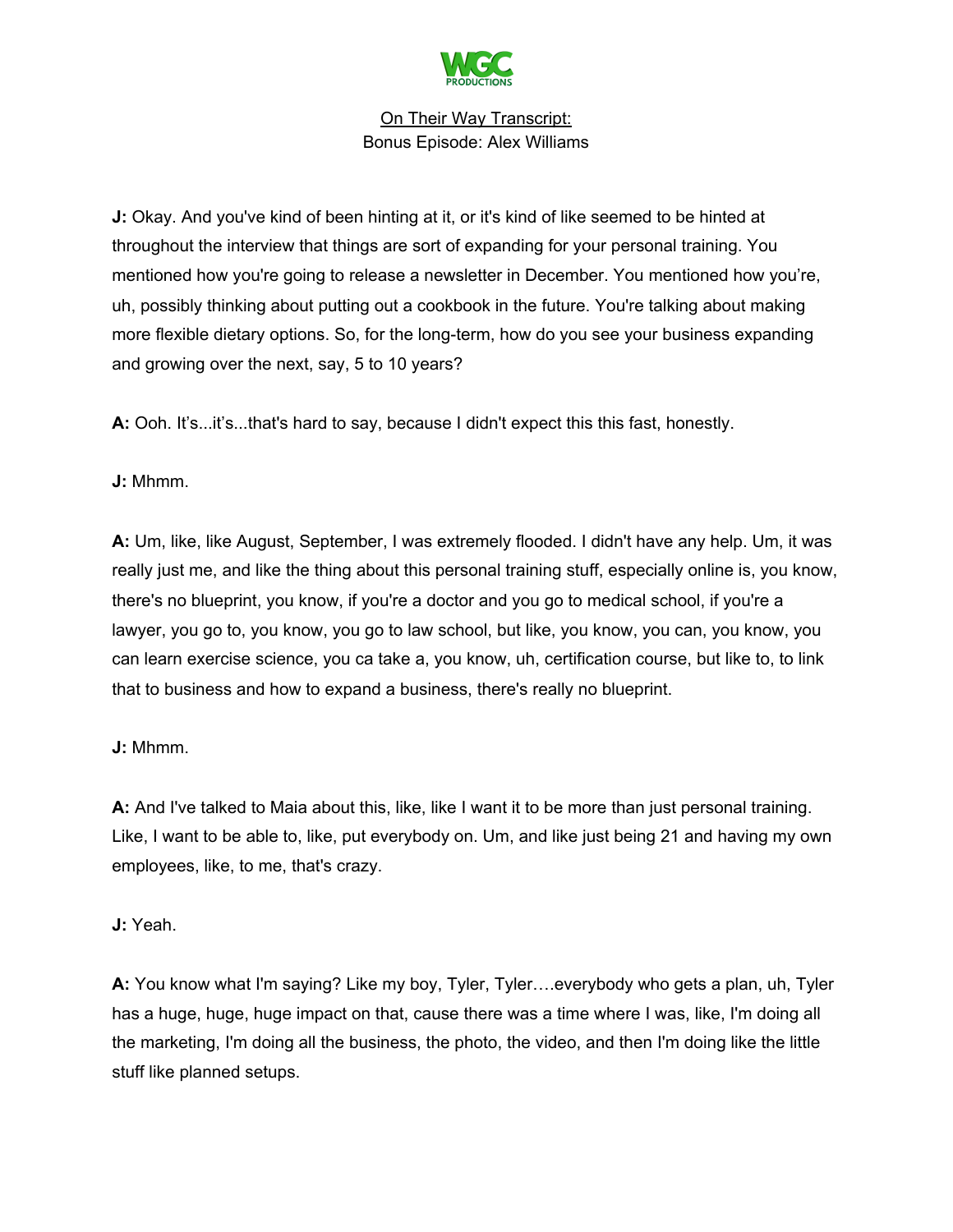On Their Way Transcript:
Bonus Episode: Alex Williams

**J:** Okay. And you've kind of been hinting at it, or it's kind of like seemed to be hinted at throughout the interview that things are sort of expanding for your personal training. You mentioned how you're going to release a newsletter in December. You mentioned how you're, uh, possibly thinking about putting out a cookbook in the future. You're talking about making more flexible dietary options. So, for the long-term, how do you see your business expanding and growing over the next, say, 5 to 10 years?

**A:** Ooh. It's...it's...that's hard to say, because I didn't expect this this fast, honestly.

**J:** Mhmm.

**A:** Um, like, like August, September, I was extremely flooded. I didn't have any help. Um, it was really just me, and like the thing about this personal training stuff, especially online is, you know, there's no blueprint, you know, if you're a doctor and you go to medical school, if you're a lawyer, you go to, you know, you go to law school, but like, you know, you can, you know, you can learn exercise science, you ca take a, you know, uh, certification course, but like to, to link that to business and how to expand a business, there's really no blueprint.

**J:** Mhmm.

**A:** And I've talked to Maia about this, like, like I want it to be more than just personal training. Like, I want to be able to, like, put everybody on. Um, and like just being 21 and having my own employees, like, to me, that's crazy.

**J:** Yeah.

**A:** You know what I'm saying? Like my boy, Tyler, Tyler….everybody who gets a plan, uh, Tyler has a huge, huge, huge impact on that, cause there was a time where I was, like, I'm doing all the marketing, I'm doing all the business, the photo, the video, and then I'm doing like the little stuff like planned setups.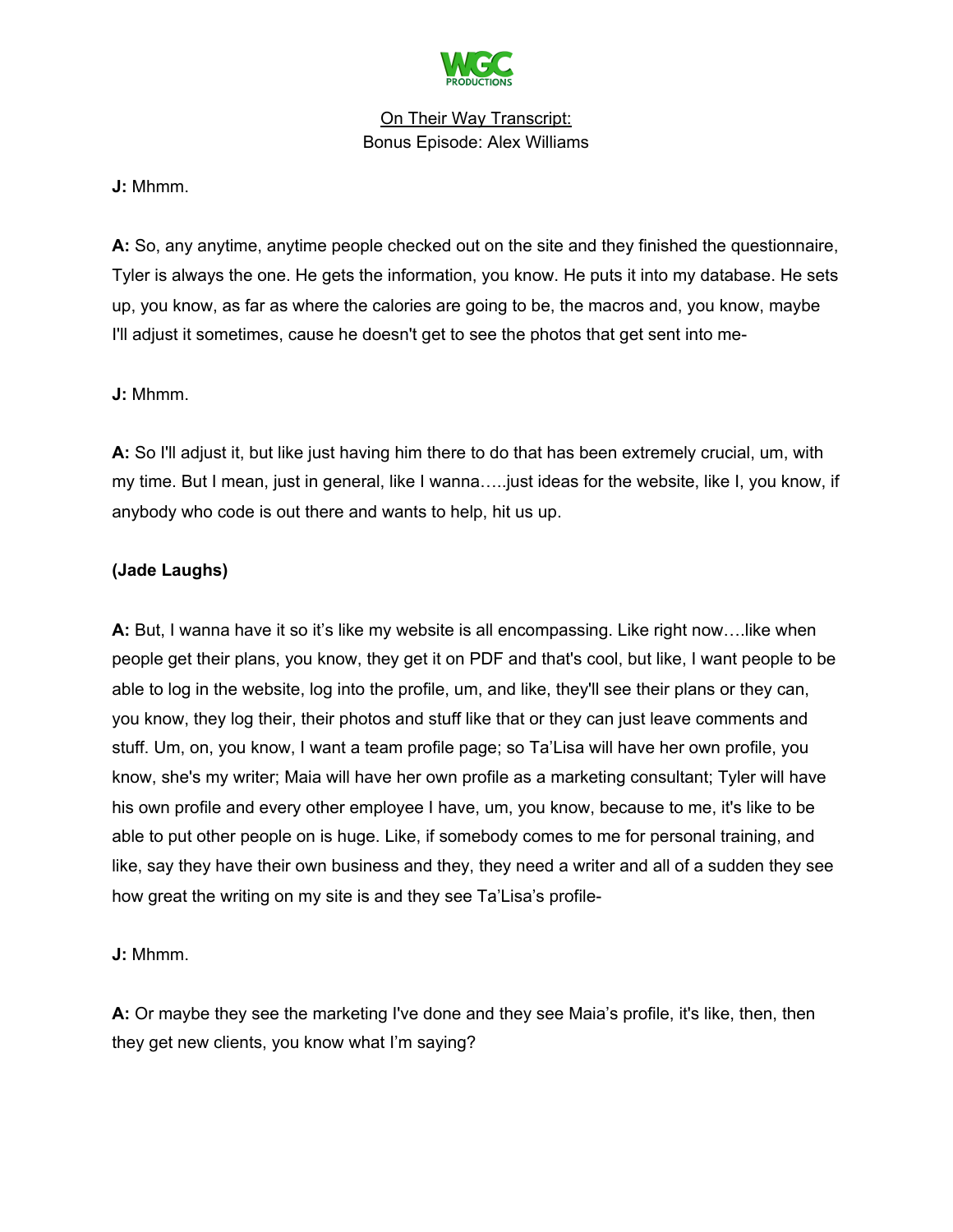**J:** Mhmm.

**A:** So, any anytime, anytime people checked out on the site and they finished the questionnaire, Tyler is always the one. He gets the information, you know. He puts it into my database. He sets up, you know, as far as where the calories are going to be, the macros and, you know, maybe I'll adjust it sometimes, cause he doesn't get to see the photos that get sent into me-

**J:** Mhmm.

**A:** So I'll adjust it, but like just having him there to do that has been extremely crucial, um, with my time. But I mean, just in general, like I wanna…..just ideas for the website, like I, you know, if anybody who code is out there and wants to help, hit us up.

**(Jade Laughs)**

**A:** But, I wanna have it so it's like my website is all encompassing. Like right now….like when people get their plans, you know, they get it on PDF and that's cool, but like, I want people to be able to log in the website, log into the profile, um, and like, they'll see their plans or they can, you know, they log their, their photos and stuff like that or they can just leave comments and stuff. Um, on, you know, I want a team profile page; so Ta'Lisa will have her own profile, you know, she's my writer; Maia will have her own profile as a marketing consultant; Tyler will have his own profile and every other employee I have, um, you know, because to me, it's like to be able to put other people on is huge. Like, if somebody comes to me for personal training, and like, say they have their own business and they, they need a writer and all of a sudden they see how great the writing on my site is and they see Ta'Lisa's profile-

**J:** Mhmm.

**A:** Or maybe they see the marketing I've done and they see Maia's profile, it's like, then, then they get new clients, you know what I'm saying?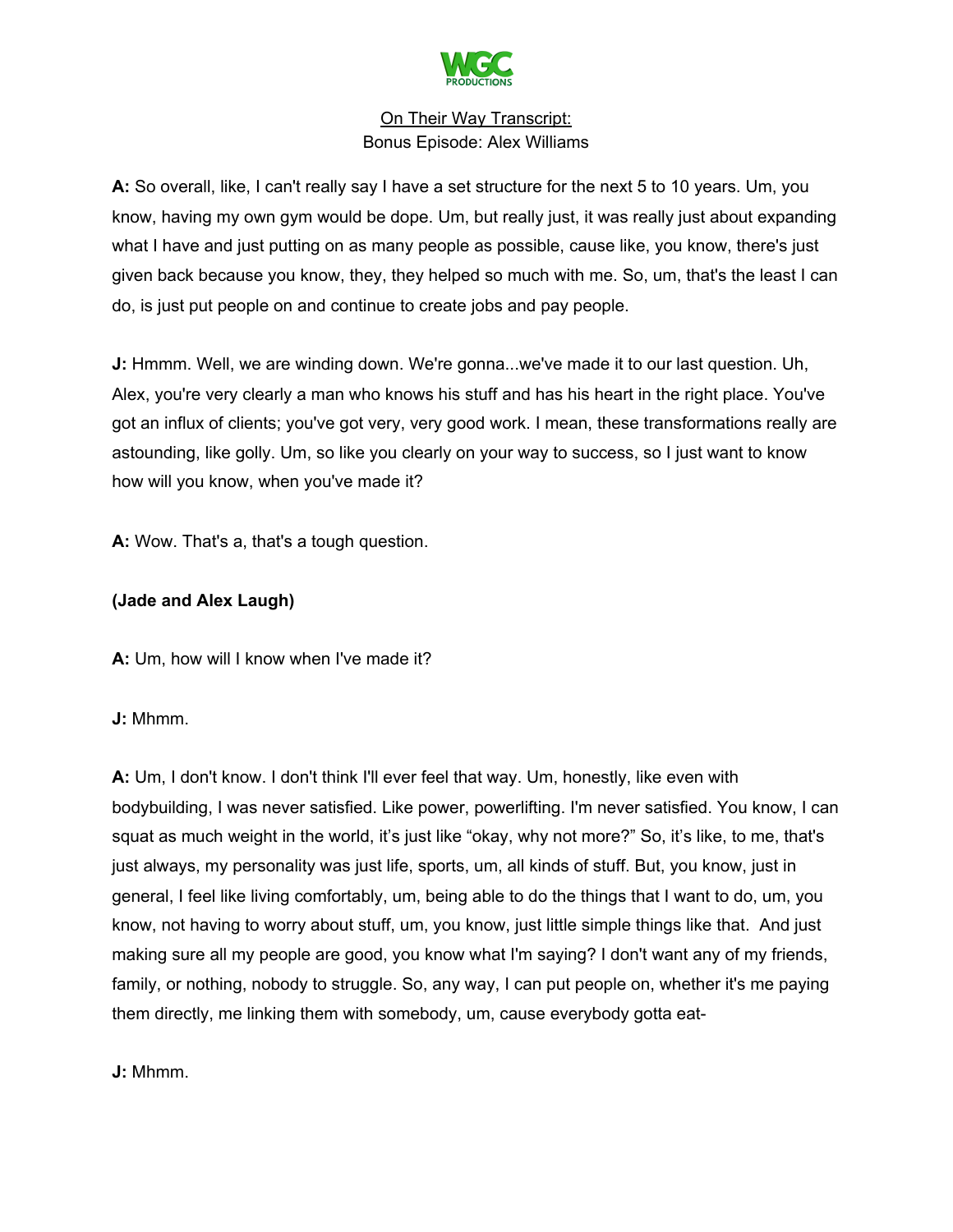A: So overall, like, I can't really say I have a set structure for the next 5 to 10 years. Um, you know, having my own gym would be dope. Um, but really just, it was really just about expanding what I have and just putting on as many people as possible, cause like, you know, there's just given back because you know, they, they helped so much with me. So, um, that's the least I can do, is just put people on and continue to create jobs and pay people.

**J:** Hmmm. Well, we are winding down. We're gonna...we've made it to our last question. Uh, Alex, you're very clearly a man who knows his stuff and has his heart in the right place. You've got an influx of clients; you've got very, very good work. I mean, these transformations really are astounding, like golly. Um, so like you clearly on your way to success, so I just want to know how will you know, when you've made it?

**A:** Wow. That's a, that's a tough question.

**(Jade and Alex Laugh)**

**A:** Um, how will I know when I've made it?

**J:** Mhmm.

**A:** Um, I don't know. I don't think I'll ever feel that way. Um, honestly, like even with bodybuilding, I was never satisfied. Like power, powerlifting. I'm never satisfied. You know, I can squat as much weight in the world, it's just like "okay, why not more?" So, it's like, to me, that's just always, my personality was just life, sports, um, all kinds of stuff. But, you know, just in general, I feel like living comfortably, um, being able to do the things that I want to do, um, you know, not having to worry about stuff, um, you know, just little simple things like that. And just making sure all my people are good, you know what I'm saying? I don't want any of my friends, family, or nothing, nobody to struggle. So, any way, I can put people on, whether it's me paying them directly, me linking them with somebody, um, cause everybody gotta eat-

**J:** Mhmm.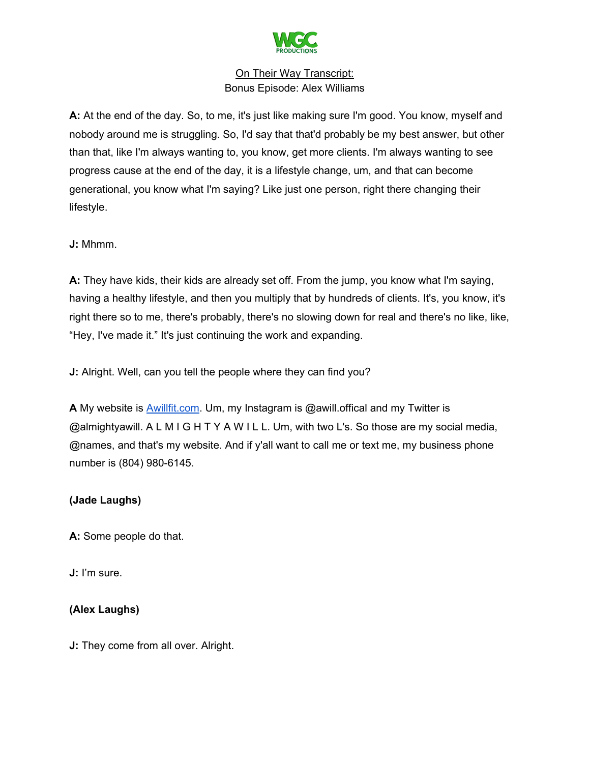On Their Way Transcript:
Bonus Episode: Alex Williams

**A:** At the end of the day. So, to me, it's just like making sure I'm good. You know, myself and nobody around me is struggling. So, I'd say that that'd probably be my best answer, but other than that, like I'm always wanting to, you know, get more clients. I'm always wanting to see progress cause at the end of the day, it is a lifestyle change, um, and that can become generational, you know what I'm saying? Like just one person, right there changing their lifestyle.

**J:** Mhmm.

**A:** They have kids, their kids are already set off. From the jump, you know what I'm saying, having a healthy lifestyle, and then you multiply that by hundreds of clients. It's, you know, it's right there so to me, there's probably, there's no slowing down for real and there's no like, like, "Hey, I've made it." It's just continuing the work and expanding.

**J:** Alright. Well, can you tell the people where they can find you?

**A** My website is [Awillfit.com](Awillfit.com). Um, my Instagram is @awill.offical and my Twitter is @almightyawill. A L M I G H T Y A W I L L. Um, with two L's. So those are my social media, @names, and that's my website. And if y'all want to call me or text me, my business phone number is (804) 980-6145.

**(Jade Laughs)**

**A:** Some people do that.

**J:** I'm sure.

**(Alex Laughs)**

**J:** They come from all over. Alright.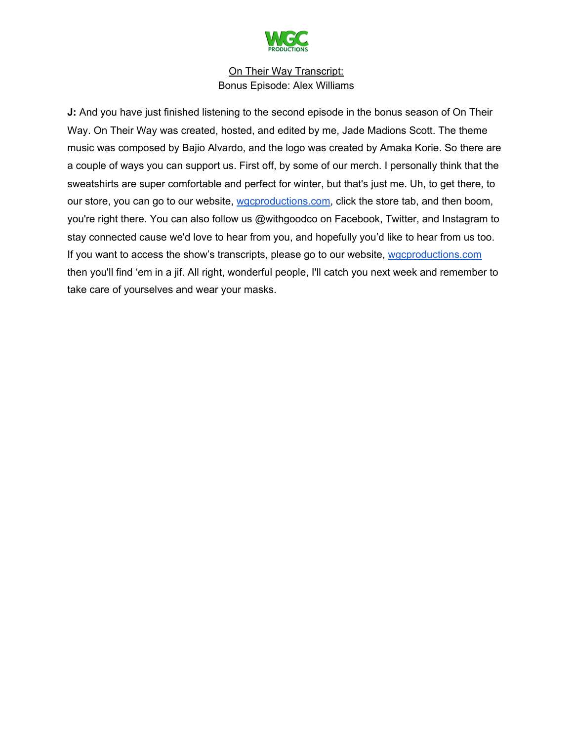On Their Way Transcript:
Bonus Episode: Alex Williams

**J:** And you have just finished listening to the second episode in the bonus season of On Their Way. On Their Way was created, hosted, and edited by me, Jade Madions Scott. The theme music was composed by Bajio Alvardo, and the logo was created by Amaka Korie. So there are a couple of ways you can support us. First off, by some of our merch. I personally think that the sweatshirts are super comfortable and perfect for winter, but that's just me. Uh, to get there, to our store, you can go to our website, wgcproductions.com, click the store tab, and then boom, you're right there. You can also follow us @withgoodco on Facebook, Twitter, and Instagram to stay connected cause we'd love to hear from you, and hopefully you'd like to hear from us too. If you want to access the show's transcripts, please go to our website, wgcproductions.com then you'll find 'em in a jif. All right, wonderful people, I'll catch you next week and remember to take care of yourselves and wear your masks.